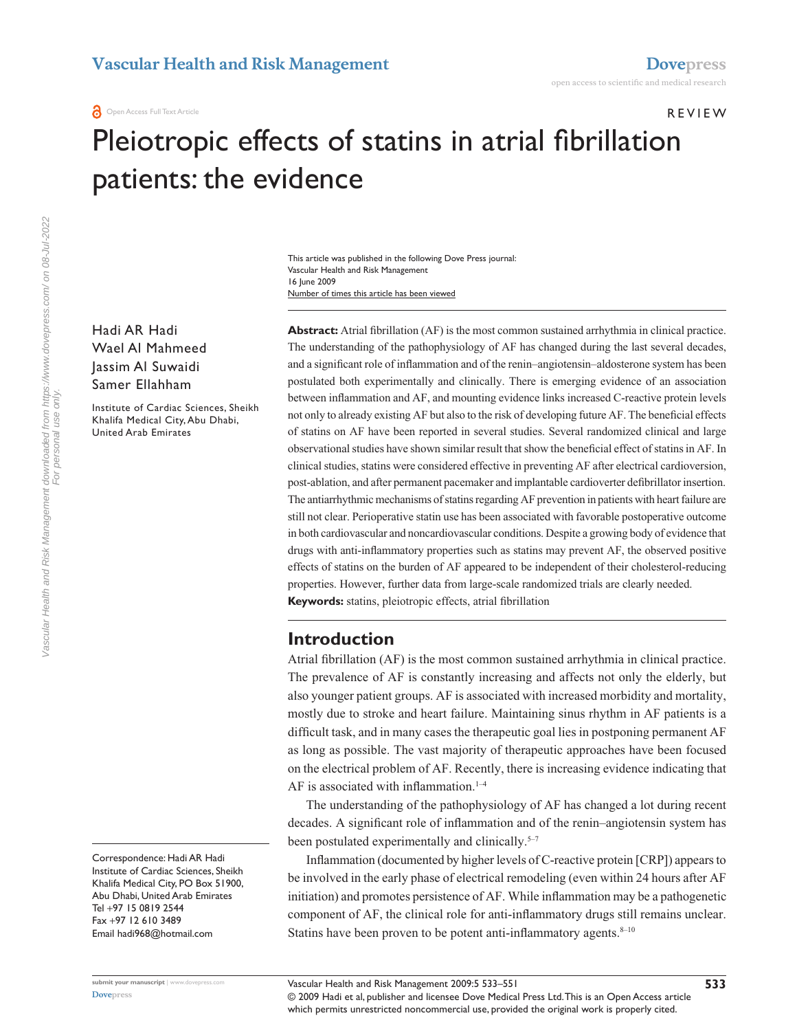REVIEW

# Pleiotropic effects of statins in atrial fibrillation patients: the evidence

This article was published in the following Dove Press journal:
Vascular Health and Risk Management
16 June 2009
Number of times this article has been viewed

Hadi AR Hadi
Wael Al Mahmeed
Jassim Al Suwaidi
Samer Ellahham

Institute of Cardiac Sciences, Sheikh Khalifa Medical City, Abu Dhabi, United Arab Emirates

Correspondence: Hadi AR Hadi
Institute of Cardiac Sciences, Sheikh Khalifa Medical City, PO Box 51900, Abu Dhabi, United Arab Emirates
Tel +97 15 0819 2544
Fax +97 12 610 3489
Email hadi968@hotmail.com

**Abstract:** Atrial fibrillation (AF) is the most common sustained arrhythmia in clinical practice. The understanding of the pathophysiology of AF has changed during the last several decades, and a significant role of inflammation and of the renin–angiotensin–aldosterone system has been postulated both experimentally and clinically. There is emerging evidence of an association between inflammation and AF, and mounting evidence links increased C-reactive protein levels not only to already existing AF but also to the risk of developing future AF. The beneficial effects of statins on AF have been reported in several studies. Several randomized clinical and large observational studies have shown similar result that show the beneficial effect of statins in AF. In clinical studies, statins were considered effective in preventing AF after electrical cardioversion, post-ablation, and after permanent pacemaker and implantable cardioverter defibrillator insertion. The antiarrhythmic mechanisms of statins regarding AF prevention in patients with heart failure are still not clear. Perioperative statin use has been associated with favorable postoperative outcome in both cardiovascular and noncardiovascular conditions. Despite a growing body of evidence that drugs with anti-inflammatory properties such as statins may prevent AF, the observed positive effects of statins on the burden of AF appeared to be independent of their cholesterol-reducing properties. However, further data from large-scale randomized trials are clearly needed.

**Keywords:** statins, pleiotropic effects, atrial fibrillation

## Introduction

Atrial fibrillation (AF) is the most common sustained arrhythmia in clinical practice. The prevalence of AF is constantly increasing and affects not only the elderly, but also younger patient groups. AF is associated with increased morbidity and mortality, mostly due to stroke and heart failure. Maintaining sinus rhythm in AF patients is a difficult task, and in many cases the therapeutic goal lies in postponing permanent AF as long as possible. The vast majority of therapeutic approaches have been focused on the electrical problem of AF. Recently, there is increasing evidence indicating that AF is associated with inflammation.[1–4]

The understanding of the pathophysiology of AF has changed a lot during recent decades. A significant role of inflammation and of the renin–angiotensin system has been postulated experimentally and clinically.[5–7]

Inflammation (documented by higher levels of C-reactive protein [CRP]) appears to be involved in the early phase of electrical remodeling (even within 24 hours after AF initiation) and promotes persistence of AF. While inflammation may be a pathogenetic component of AF, the clinical role for anti-inflammatory drugs still remains unclear. Statins have been proven to be potent anti-inflammatory agents.[8–10]

© 2009 Hadi et al, publisher and licensee Dove Medical Press Ltd. This is an Open Access article which permits unrestricted noncommercial use, provided the original work is properly cited.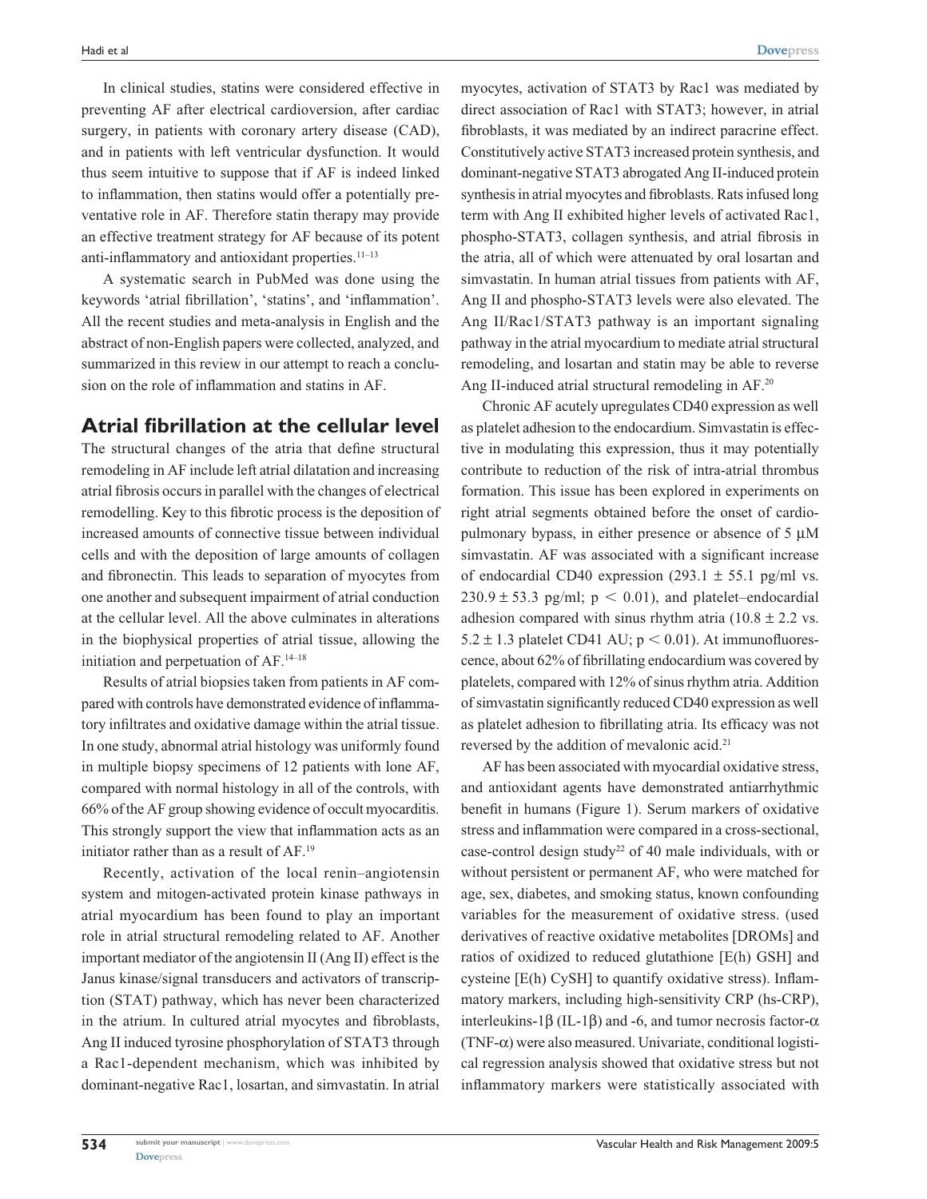In clinical studies, statins were considered effective in preventing AF after electrical cardioversion, after cardiac surgery, in patients with coronary artery disease (CAD), and in patients with left ventricular dysfunction. It would thus seem intuitive to suppose that if AF is indeed linked to inflammation, then statins would offer a potentially preventative role in AF. Therefore statin therapy may provide an effective treatment strategy for AF because of its potent anti-inflammatory and antioxidant properties.[11–13]

A systematic search in PubMed was done using the keywords 'atrial fibrillation', 'statins', and 'inflammation'. All the recent studies and meta-analysis in English and the abstract of non-English papers were collected, analyzed, and summarized in this review in our attempt to reach a conclusion on the role of inflammation and statins in AF.

## Atrial fibrillation at the cellular level

The structural changes of the atria that define structural remodeling in AF include left atrial dilatation and increasing atrial fibrosis occurs in parallel with the changes of electrical remodelling. Key to this fibrotic process is the deposition of increased amounts of connective tissue between individual cells and with the deposition of large amounts of collagen and fibronectin. This leads to separation of myocytes from one another and subsequent impairment of atrial conduction at the cellular level. All the above culminates in alterations in the biophysical properties of atrial tissue, allowing the initiation and perpetuation of AF.[14–18]

Results of atrial biopsies taken from patients in AF compared with controls have demonstrated evidence of inflammatory infiltrates and oxidative damage within the atrial tissue. In one study, abnormal atrial histology was uniformly found in multiple biopsy specimens of 12 patients with lone AF, compared with normal histology in all of the controls, with 66% of the AF group showing evidence of occult myocarditis. This strongly support the view that inflammation acts as an initiator rather than as a result of AF.[19]

Recently, activation of the local renin–angiotensin system and mitogen-activated protein kinase pathways in atrial myocardium has been found to play an important role in atrial structural remodeling related to AF. Another important mediator of the angiotensin II (Ang II) effect is the Janus kinase/signal transducers and activators of transcription (STAT) pathway, which has never been characterized in the atrium. In cultured atrial myocytes and fibroblasts, Ang II induced tyrosine phosphorylation of STAT3 through a Rac1-dependent mechanism, which was inhibited by dominant-negative Rac1, losartan, and simvastatin. In atrial myocytes, activation of STAT3 by Rac1 was mediated by direct association of Rac1 with STAT3; however, in atrial fibroblasts, it was mediated by an indirect paracrine effect. Constitutively active STAT3 increased protein synthesis, and dominant-negative STAT3 abrogated Ang II-induced protein synthesis in atrial myocytes and fibroblasts. Rats infused long term with Ang II exhibited higher levels of activated Rac1, phospho-STAT3, collagen synthesis, and atrial fibrosis in the atria, all of which were attenuated by oral losartan and simvastatin. In human atrial tissues from patients with AF, Ang II and phospho-STAT3 levels were also elevated. The Ang II/Rac1/STAT3 pathway is an important signaling pathway in the atrial myocardium to mediate atrial structural remodeling, and losartan and statin may be able to reverse Ang II-induced atrial structural remodeling in AF.[20]

Chronic AF acutely upregulates CD40 expression as well as platelet adhesion to the endocardium. Simvastatin is effective in modulating this expression, thus it may potentially contribute to reduction of the risk of intra-atrial thrombus formation. This issue has been explored in experiments on right atrial segments obtained before the onset of cardiopulmonary bypass, in either presence or absence of 5 μM simvastatin. AF was associated with a significant increase of endocardial CD40 expression (293.1 ± 55.1 pg/ml vs. 230.9 ± 53.3 pg/ml; $p < 0.01$), and platelet–endocardial adhesion compared with sinus rhythm atria (10.8 ± 2.2 vs. 5.2 ± 1.3 platelet CD41 AU; $p < 0.01$). At immunofluorescence, about 62% of fibrillating endocardium was covered by platelets, compared with 12% of sinus rhythm atria. Addition of simvastatin significantly reduced CD40 expression as well as platelet adhesion to fibrillating atria. Its efficacy was not reversed by the addition of mevalonic acid.[21]

AF has been associated with myocardial oxidative stress, and antioxidant agents have demonstrated antiarrhythmic benefit in humans (Figure 1). Serum markers of oxidative stress and inflammation were compared in a cross-sectional, case-control design study[22] of 40 male individuals, with or without persistent or permanent AF, who were matched for age, sex, diabetes, and smoking status, known confounding variables for the measurement of oxidative stress. (used derivatives of reactive oxidative metabolites [DROMs] and ratios of oxidized to reduced glutathione [E(h) GSH] and cysteine [E(h) CySH] to quantify oxidative stress). Inflammatory markers, including high-sensitivity CRP (hs-CRP), interleukins-1β (IL-1β) and -6, and tumor necrosis factor-α (TNF-α) were also measured. Univariate, conditional logistical regression analysis showed that oxidative stress but not inflammatory markers were statistically associated with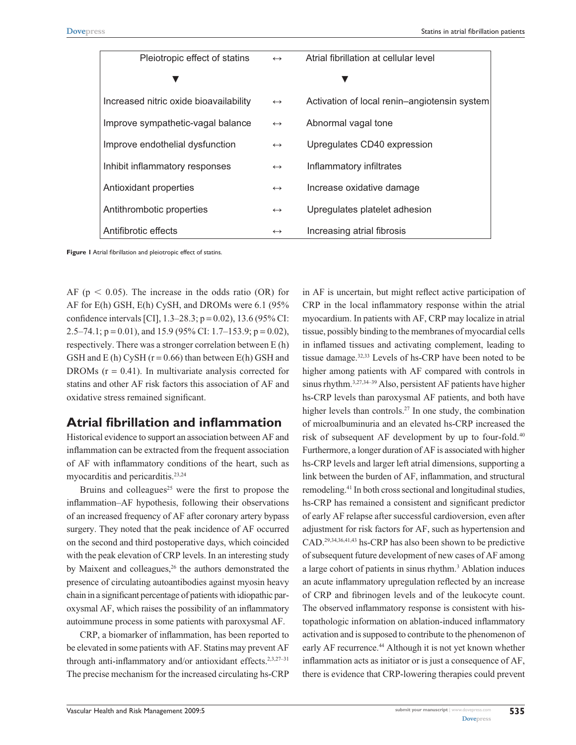| Pleiotropic effect of statins | ↔ | Atrial fibrillation at cellular level |
|---|---|---|
| ▼ | | ▼ |
| Increased nitric oxide bioavailability | ↔ | Activation of local renin–angiotensin system |
| Improve sympathetic-vagal balance | ↔ | Abnormal vagal tone |
| Improve endothelial dysfunction | ↔ | Upregulates CD40 expression |
| Inhibit inflammatory responses | ↔ | Inflammatory infiltrates |
| Antioxidant properties | ↔ | Increase oxidative damage |
| Antithrombotic properties | ↔ | Upregulates platelet adhesion |
| Antifibrotic effects | ↔ | Increasing atrial fibrosis |

**Figure 1** Atrial fibrillation and pleiotropic effect of statins.

AF ($p < 0.05$). The increase in the odds ratio (OR) for AF for E(h) GSH, E(h) CySH, and DROMs were 6.1 (95% confidence intervals [CI], 1.3–28.3; p = 0.02), 13.6 (95% CI: 2.5–74.1; p = 0.01), and 15.9 (95% CI: 1.7–153.9; p = 0.02), respectively. There was a stronger correlation between E (h) GSH and E (h) CySH (r = 0.66) than between E(h) GSH and DROMs (r = 0.41). In multivariate analysis corrected for statins and other AF risk factors this association of AF and oxidative stress remained significant.

## Atrial fibrillation and inflammation

Historical evidence to support an association between AF and inflammation can be extracted from the frequent association of AF with inflammatory conditions of the heart, such as myocarditis and pericarditis.[23,24]

Bruins and colleagues[25] were the first to propose the inflammation–AF hypothesis, following their observations of an increased frequency of AF after coronary artery bypass surgery. They noted that the peak incidence of AF occurred on the second and third postoperative days, which coincided with the peak elevation of CRP levels. In an interesting study by Maixent and colleagues,[26] the authors demonstrated the presence of circulating autoantibodies against myosin heavy chain in a significant percentage of patients with idiopathic paroxysmal AF, which raises the possibility of an inflammatory autoimmune process in some patients with paroxysmal AF.

CRP, a biomarker of inflammation, has been reported to be elevated in some patients with AF. Statins may prevent AF through anti-inflammatory and/or antioxidant effects.[2,3,27–31] The precise mechanism for the increased circulating hs-CRP in AF is uncertain, but might reflect active participation of CRP in the local inflammatory response within the atrial myocardium. In patients with AF, CRP may localize in atrial tissue, possibly binding to the membranes of myocardial cells in inflamed tissues and activating complement, leading to tissue damage.[32,33] Levels of hs-CRP have been noted to be higher among patients with AF compared with controls in sinus rhythm.[3,27,34–39] Also, persistent AF patients have higher hs-CRP levels than paroxysmal AF patients, and both have higher levels than controls.[27] In one study, the combination of microalbuminuria and an elevated hs-CRP increased the risk of subsequent AF development by up to four-fold.[40] Furthermore, a longer duration of AF is associated with higher hs-CRP levels and larger left atrial dimensions, supporting a link between the burden of AF, inflammation, and structural remodeling.[41] In both cross sectional and longitudinal studies, hs-CRP has remained a consistent and significant predictor of early AF relapse after successful cardioversion, even after adjustment for risk factors for AF, such as hypertension and CAD.[29,34,36,41,43] hs-CRP has also been shown to be predictive of subsequent future development of new cases of AF among a large cohort of patients in sinus rhythm.[3] Ablation induces an acute inflammatory upregulation reflected by an increase of CRP and fibrinogen levels and of the leukocyte count. The observed inflammatory response is consistent with histopathologic information on ablation-induced inflammatory activation and is supposed to contribute to the phenomenon of early AF recurrence.[44] Although it is not yet known whether inflammation acts as initiator or is just a consequence of AF, there is evidence that CRP-lowering therapies could prevent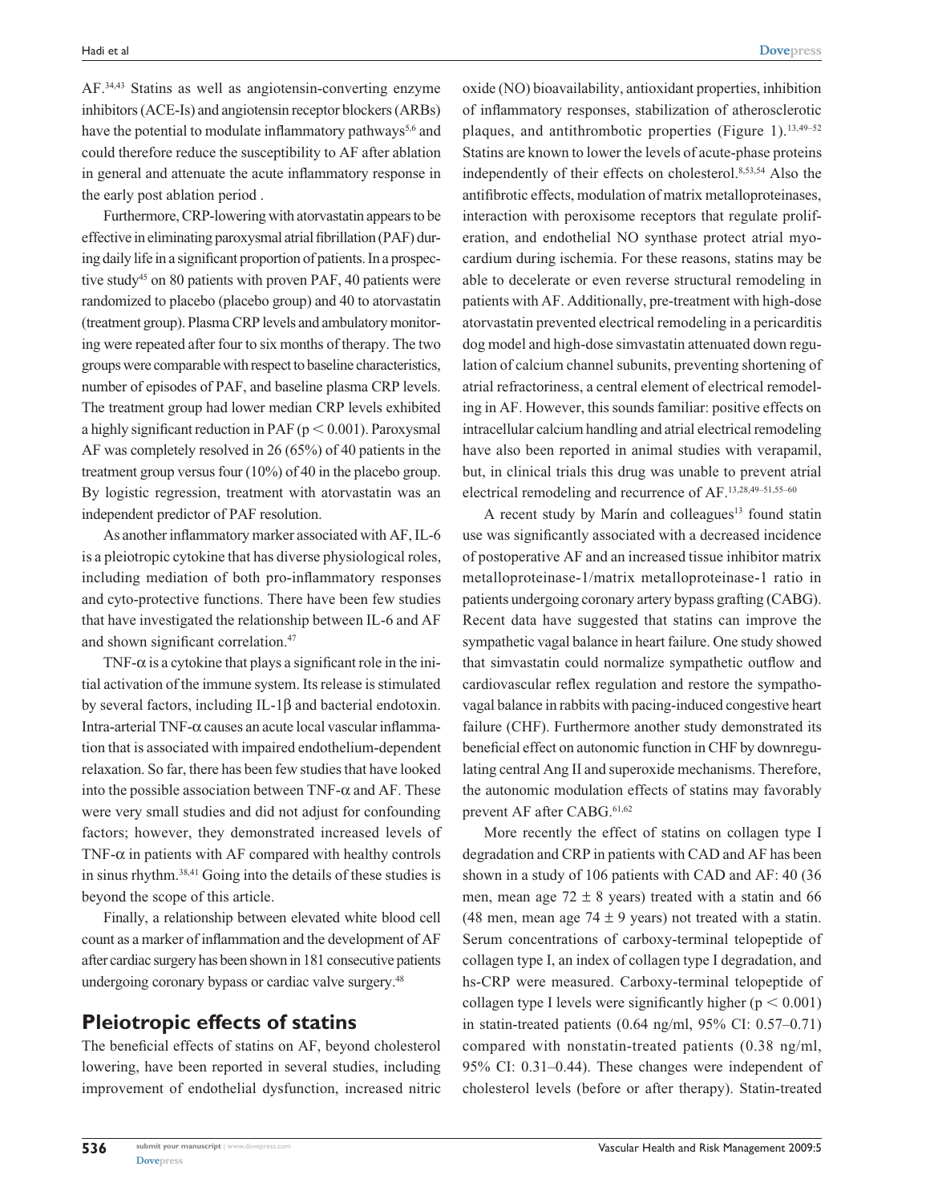AF.[34,43] Statins as well as angiotensin-converting enzyme inhibitors (ACE-Is) and angiotensin receptor blockers (ARBs) have the potential to modulate inflammatory pathways[5,6] and could therefore reduce the susceptibility to AF after ablation in general and attenuate the acute inflammatory response in the early post ablation period .

Furthermore, CRP-lowering with atorvastatin appears to be effective in eliminating paroxysmal atrial fibrillation (PAF) during daily life in a significant proportion of patients. In a prospective study[45] on 80 patients with proven PAF, 40 patients were randomized to placebo (placebo group) and 40 to atorvastatin (treatment group). Plasma CRP levels and ambulatory monitoring were repeated after four to six months of therapy. The two groups were comparable with respect to baseline characteristics, number of episodes of PAF, and baseline plasma CRP levels. The treatment group had lower median CRP levels exhibited a highly significant reduction in PAF ($p < 0.001$). Paroxysmal AF was completely resolved in 26 (65%) of 40 patients in the treatment group versus four (10%) of 40 in the placebo group. By logistic regression, treatment with atorvastatin was an independent predictor of PAF resolution.

As another inflammatory marker associated with AF, IL-6 is a pleiotropic cytokine that has diverse physiological roles, including mediation of both pro-inflammatory responses and cyto-protective functions. There have been few studies that have investigated the relationship between IL-6 and AF and shown significant correlation.[47]

TNF-$\alpha$ is a cytokine that plays a significant role in the initial activation of the immune system. Its release is stimulated by several factors, including IL-1$\beta$ and bacterial endotoxin. Intra-arterial TNF-$\alpha$ causes an acute local vascular inflammation that is associated with impaired endothelium-dependent relaxation. So far, there has been few studies that have looked into the possible association between TNF-$\alpha$ and AF. These were very small studies and did not adjust for confounding factors; however, they demonstrated increased levels of TNF-$\alpha$ in patients with AF compared with healthy controls in sinus rhythm.[38,41] Going into the details of these studies is beyond the scope of this article.

Finally, a relationship between elevated white blood cell count as a marker of inflammation and the development of AF after cardiac surgery has been shown in 181 consecutive patients undergoing coronary bypass or cardiac valve surgery.[48]

## Pleiotropic effects of statins

The beneficial effects of statins on AF, beyond cholesterol lowering, have been reported in several studies, including improvement of endothelial dysfunction, increased nitric oxide (NO) bioavailability, antioxidant properties, inhibition of inflammatory responses, stabilization of atherosclerotic plaques, and antithrombotic properties (Figure 1).[13,49–52] Statins are known to lower the levels of acute-phase proteins independently of their effects on cholesterol.[8,53,54] Also the antifibrotic effects, modulation of matrix metalloproteinases, interaction with peroxisome receptors that regulate proliferation, and endothelial NO synthase protect atrial myocardium during ischemia. For these reasons, statins may be able to decelerate or even reverse structural remodeling in patients with AF. Additionally, pre-treatment with high-dose atorvastatin prevented electrical remodeling in a pericarditis dog model and high-dose simvastatin attenuated down regulation of calcium channel subunits, preventing shortening of atrial refractoriness, a central element of electrical remodeling in AF. However, this sounds familiar: positive effects on intracellular calcium handling and atrial electrical remodeling have also been reported in animal studies with verapamil, but, in clinical trials this drug was unable to prevent atrial electrical remodeling and recurrence of AF.[13,28,49–51,55–60]

A recent study by Marín and colleagues[13] found statin use was significantly associated with a decreased incidence of postoperative AF and an increased tissue inhibitor matrix metalloproteinase-1/matrix metalloproteinase-1 ratio in patients undergoing coronary artery bypass grafting (CABG). Recent data have suggested that statins can improve the sympathetic vagal balance in heart failure. One study showed that simvastatin could normalize sympathetic outflow and cardiovascular reflex regulation and restore the sympathovagal balance in rabbits with pacing-induced congestive heart failure (CHF). Furthermore another study demonstrated its beneficial effect on autonomic function in CHF by downregulating central Ang II and superoxide mechanisms. Therefore, the autonomic modulation effects of statins may favorably prevent AF after CABG.[61,62]

More recently the effect of statins on collagen type I degradation and CRP in patients with CAD and AF has been shown in a study of 106 patients with CAD and AF: 40 (36 men, mean age $72 \pm 8$ years) treated with a statin and 66 (48 men, mean age $74 \pm 9$ years) not treated with a statin. Serum concentrations of carboxy-terminal telopeptide of collagen type I, an index of collagen type I degradation, and hs-CRP were measured. Carboxy-terminal telopeptide of collagen type I levels were significantly higher ($p < 0.001$) in statin-treated patients (0.64 ng/ml, 95% CI: 0.57–0.71) compared with nonstatin-treated patients (0.38 ng/ml, 95% CI: 0.31–0.44). These changes were independent of cholesterol levels (before or after therapy). Statin-treated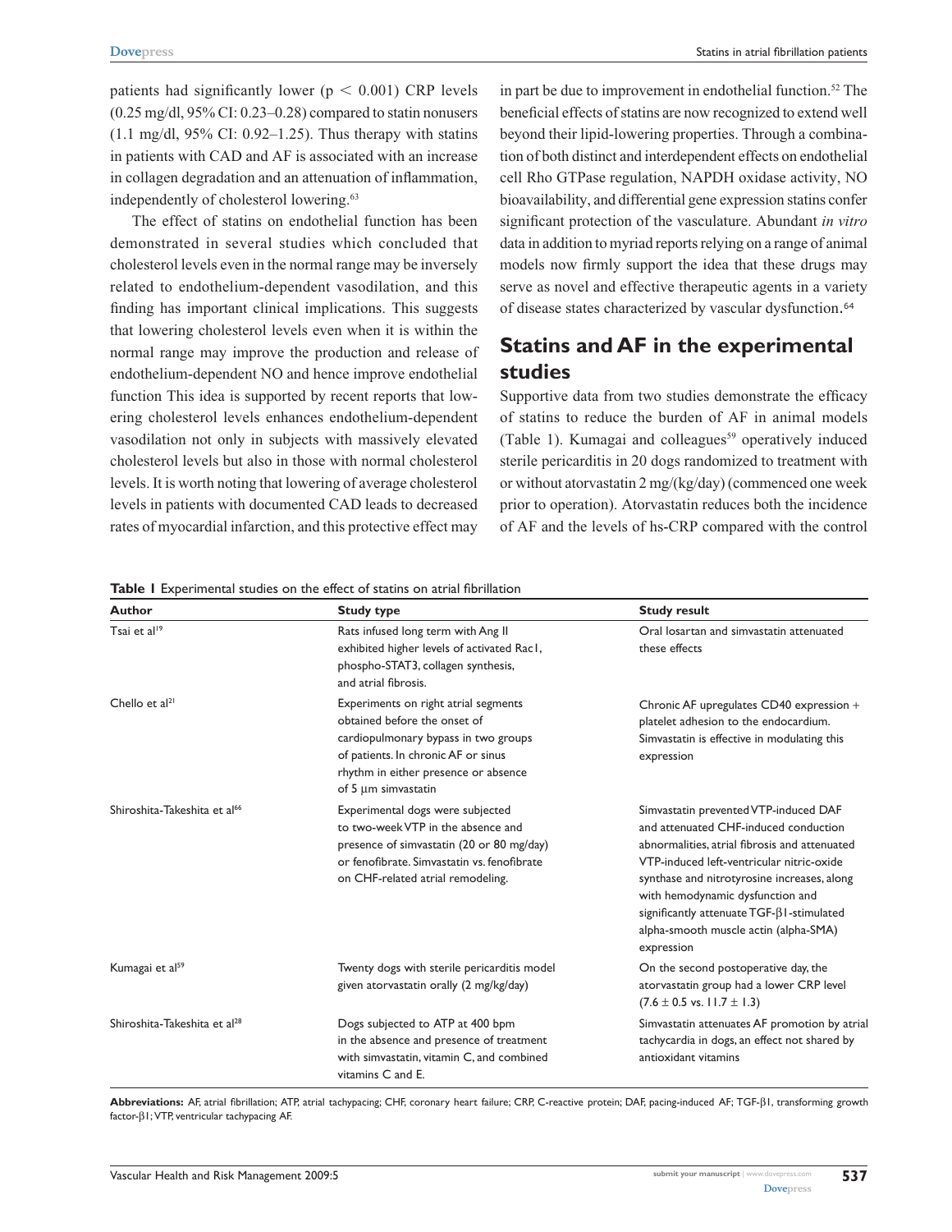patients had significantly lower ($p < 0.001$) CRP levels (0.25 mg/dl, 95% CI: 0.23–0.28) compared to statin nonusers (1.1 mg/dl, 95% CI: 0.92–1.25). Thus therapy with statins in patients with CAD and AF is associated with an increase in collagen degradation and an attenuation of inflammation, independently of cholesterol lowering.[63]

The effect of statins on endothelial function has been demonstrated in several studies which concluded that cholesterol levels even in the normal range may be inversely related to endothelium-dependent vasodilation, and this finding has important clinical implications. This suggests that lowering cholesterol levels even when it is within the normal range may improve the production and release of endothelium-dependent NO and hence improve endothelial function This idea is supported by recent reports that lowering cholesterol levels enhances endothelium-dependent vasodilation not only in subjects with massively elevated cholesterol levels but also in those with normal cholesterol levels. It is worth noting that lowering of average cholesterol levels in patients with documented CAD leads to decreased rates of myocardial infarction, and this protective effect may in part be due to improvement in endothelial function.[52] The beneficial effects of statins are now recognized to extend well beyond their lipid-lowering properties. Through a combination of both distinct and interdependent effects on endothelial cell Rho GTPase regulation, NAPDH oxidase activity, NO bioavailability, and differential gene expression statins confer significant protection of the vasculature. Abundant *in vitro* data in addition to myriad reports relying on a range of animal models now firmly support the idea that these drugs may serve as novel and effective therapeutic agents in a variety of disease states characterized by vascular dysfunction.[64]

## Statins and AF in the experimental studies

Supportive data from two studies demonstrate the efficacy of statins to reduce the burden of AF in animal models (Table 1). Kumagai and colleagues[59] operatively induced sterile pericarditis in 20 dogs randomized to treatment with or without atorvastatin 2 mg/(kg/day) (commenced one week prior to operation). Atorvastatin reduces both the incidence of AF and the levels of hs-CRP compared with the control

**Table 1** Experimental studies on the effect of statins on atrial fibrillation

| Author | Study type | Study result |
|---|---|---|
| Tsai et al[19] | Rats infused long term with Ang II exhibited higher levels of activated Rac1, phospho-STAT3, collagen synthesis, and atrial fibrosis. | Oral losartan and simvastatin attenuated these effects |
| Chello et al[21] | Experiments on right atrial segments obtained before the onset of cardiopulmonary bypass in two groups of patients. In chronic AF or sinus rhythm in either presence or absence of 5 μm simvastatin | Chronic AF upregulates CD40 expression + platelet adhesion to the endocardium. Simvastatin is effective in modulating this expression |
| Shiroshita-Takeshita et al[66] | Experimental dogs were subjected to two-week VTP in the absence and presence of simvastatin (20 or 80 mg/day) or fenofibrate. Simvastatin vs. fenofibrate on CHF-related atrial remodeling. | Simvastatin prevented VTP-induced DAF and attenuated CHF-induced conduction abnormalities, atrial fibrosis and attenuated VTP-induced left-ventricular nitric-oxide synthase and nitrotyrosine increases, along with hemodynamic dysfunction and significantly attenuate TGF-β1-stimulated alpha-smooth muscle actin (alpha-SMA) expression |
| Kumagai et al[59] | Twenty dogs with sterile pericarditis model given atorvastatin orally (2 mg/kg/day) | On the second postoperative day, the atorvastatin group had a lower CRP level (7.6 ± 0.5 vs. 11.7 ± 1.3) |
| Shiroshita-Takeshita et al[28] | Dogs subjected to ATP at 400 bpm in the absence and presence of treatment with simvastatin, vitamin C, and combined vitamins C and E. | Simvastatin attenuates AF promotion by atrial tachycardia in dogs, an effect not shared by antioxidant vitamins |

**Abbreviations:** AF, atrial fibrillation; ATP, atrial tachypacing; CHF, coronary heart failure; CRP, C-reactive protein; DAF, pacing-induced AF; TGF-β1, transforming growth factor-β1; VTP, ventricular tachypacing AF.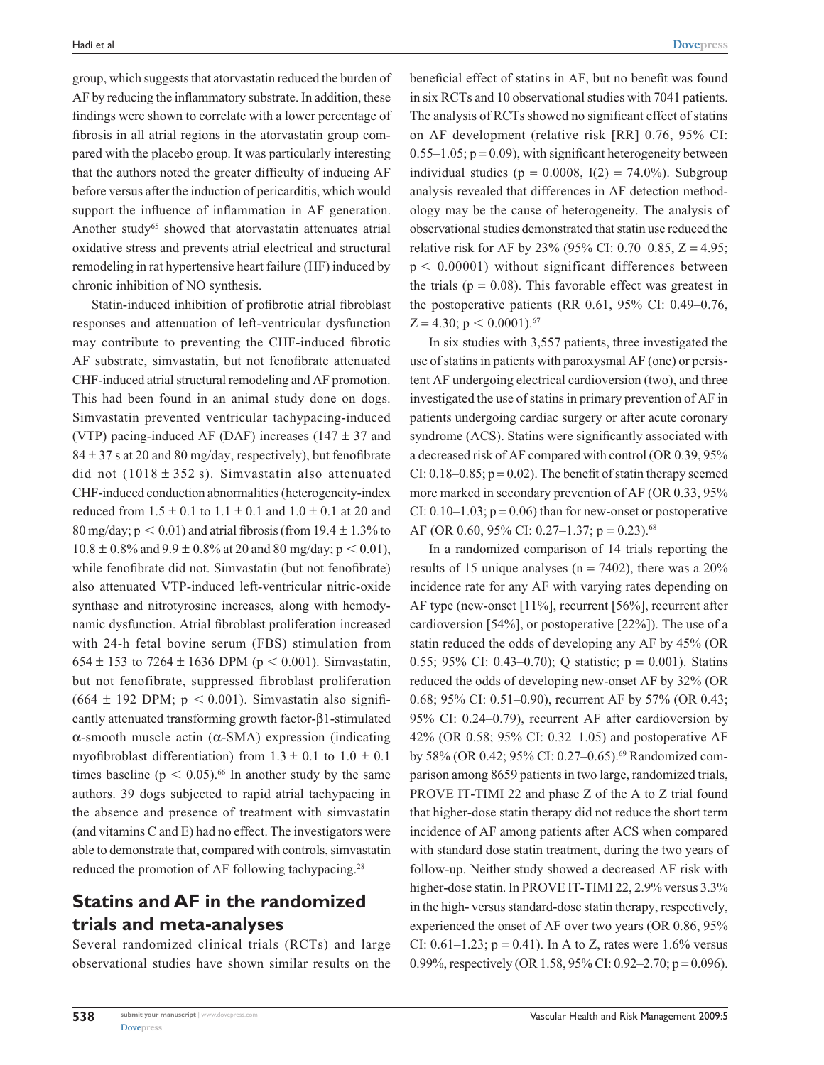group, which suggests that atorvastatin reduced the burden of AF by reducing the inflammatory substrate. In addition, these findings were shown to correlate with a lower percentage of fibrosis in all atrial regions in the atorvastatin group compared with the placebo group. It was particularly interesting that the authors noted the greater difficulty of inducing AF before versus after the induction of pericarditis, which would support the influence of inflammation in AF generation. Another study[65] showed that atorvastatin attenuates atrial oxidative stress and prevents atrial electrical and structural remodeling in rat hypertensive heart failure (HF) induced by chronic inhibition of NO synthesis.

Statin-induced inhibition of profibrotic atrial fibroblast responses and attenuation of left-ventricular dysfunction may contribute to preventing the CHF-induced fibrotic AF substrate, simvastatin, but not fenofibrate attenuated CHF-induced atrial structural remodeling and AF promotion. This had been found in an animal study done on dogs. Simvastatin prevented ventricular tachypacing-induced (VTP) pacing-induced AF (DAF) increases ($147 \pm 37$ and $84 \pm 37$ s at 20 and 80 mg/day, respectively), but fenofibrate did not ($1018 \pm 352$ s). Simvastatin also attenuated CHF-induced conduction abnormalities (heterogeneity-index reduced from $1.5 \pm 0.1$ to $1.1 \pm 0.1$ and $1.0 \pm 0.1$ at 20 and 80 mg/day; $p < 0.01$) and atrial fibrosis (from $19.4 \pm 1.3\%$ to $10.8 \pm 0.8\%$ and $9.9 \pm 0.8\%$ at 20 and 80 mg/day; $p < 0.01$), while fenofibrate did not. Simvastatin (but not fenofibrate) also attenuated VTP-induced left-ventricular nitric-oxide synthase and nitrotyrosine increases, along with hemodynamic dysfunction. Atrial fibroblast proliferation increased with 24-h fetal bovine serum (FBS) stimulation from $654 \pm 153$ to $7264 \pm 1636$ DPM ($p < 0.001$). Simvastatin, but not fenofibrate, suppressed fibroblast proliferation ($664 \pm 192$ DPM; $p < 0.001$). Simvastatin also significantly attenuated transforming growth factor-$\beta$1-stimulated $\alpha$-smooth muscle actin ($\alpha$-SMA) expression (indicating myofibroblast differentiation) from $1.3 \pm 0.1$ to $1.0 \pm 0.1$ times baseline ($p < 0.05$).[66] In another study by the same authors. 39 dogs subjected to rapid atrial tachypacing in the absence and presence of treatment with simvastatin (and vitamins C and E) had no effect. The investigators were able to demonstrate that, compared with controls, simvastatin reduced the promotion of AF following tachypacing.[28]

## Statins and AF in the randomized trials and meta-analyses

Several randomized clinical trials (RCTs) and large observational studies have shown similar results on the beneficial effect of statins in AF, but no benefit was found in six RCTs and 10 observational studies with 7041 patients. The analysis of RCTs showed no significant effect of statins on AF development (relative risk [RR] 0.76, 95% CI: 0.55–1.05; $p = 0.09$), with significant heterogeneity between individual studies ($p = 0.0008$, I(2) = 74.0%). Subgroup analysis revealed that differences in AF detection methodology may be the cause of heterogeneity. The analysis of observational studies demonstrated that statin use reduced the relative risk for AF by 23% (95% CI: 0.70–0.85, $Z = 4.95$; $p < 0.00001$) without significant differences between the trials ($p = 0.08$). This favorable effect was greatest in the postoperative patients (RR 0.61, 95% CI: 0.49–0.76, $Z = 4.30$; $p < 0.0001$).[67]

In six studies with 3,557 patients, three investigated the use of statins in patients with paroxysmal AF (one) or persistent AF undergoing electrical cardioversion (two), and three investigated the use of statins in primary prevention of AF in patients undergoing cardiac surgery or after acute coronary syndrome (ACS). Statins were significantly associated with a decreased risk of AF compared with control (OR 0.39, 95% CI: 0.18–0.85; $p = 0.02$). The benefit of statin therapy seemed more marked in secondary prevention of AF (OR 0.33, 95% CI: 0.10–1.03; $p = 0.06$) than for new-onset or postoperative AF (OR 0.60, 95% CI: 0.27–1.37; $p = 0.23$).[68]

In a randomized comparison of 14 trials reporting the results of 15 unique analyses ($n = 7402$), there was a 20% incidence rate for any AF with varying rates depending on AF type (new-onset [11%], recurrent [56%], recurrent after cardioversion [54%], or postoperative [22%]). The use of a statin reduced the odds of developing any AF by 45% (OR 0.55; 95% CI: 0.43–0.70); Q statistic; $p = 0.001$). Statins reduced the odds of developing new-onset AF by 32% (OR 0.68; 95% CI: 0.51–0.90), recurrent AF by 57% (OR 0.43; 95% CI: 0.24–0.79), recurrent AF after cardioversion by 42% (OR 0.58; 95% CI: 0.32–1.05) and postoperative AF by 58% (OR 0.42; 95% CI: 0.27–0.65).[69] Randomized comparison among 8659 patients in two large, randomized trials, PROVE IT-TIMI 22 and phase Z of the A to Z trial found that higher-dose statin therapy did not reduce the short term incidence of AF among patients after ACS when compared with standard dose statin treatment, during the two years of follow-up. Neither study showed a decreased AF risk with higher-dose statin. In PROVE IT-TIMI 22, 2.9% versus 3.3% in the high- versus standard-dose statin therapy, respectively, experienced the onset of AF over two years (OR 0.86, 95% CI: 0.61–1.23; $p = 0.41$). In A to Z, rates were 1.6% versus 0.99%, respectively (OR 1.58, 95% CI: 0.92–2.70; $p = 0.096$).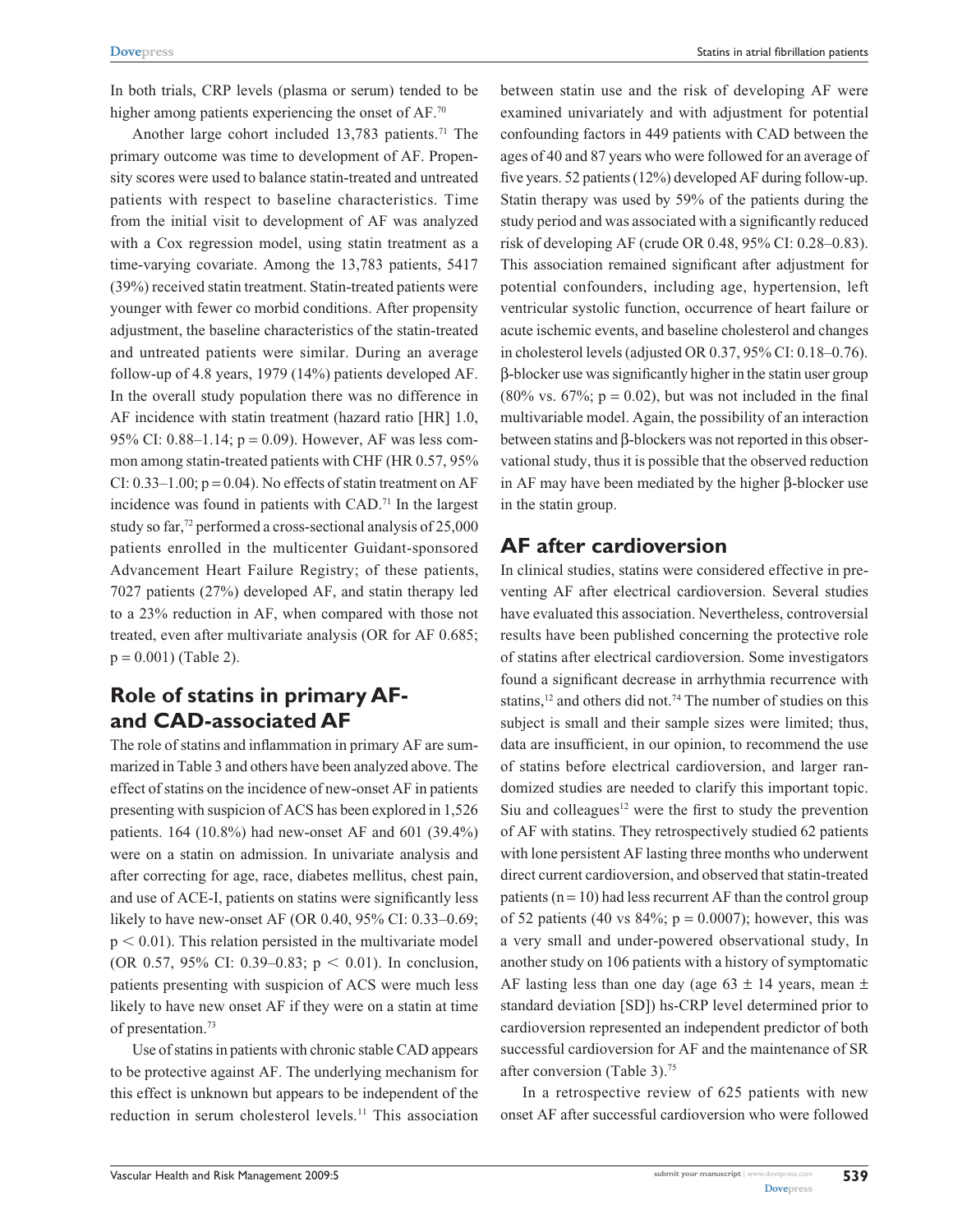In both trials, CRP levels (plasma or serum) tended to be higher among patients experiencing the onset of AF.[70]

Another large cohort included 13,783 patients.[71] The primary outcome was time to development of AF. Propensity scores were used to balance statin-treated and untreated patients with respect to baseline characteristics. Time from the initial visit to development of AF was analyzed with a Cox regression model, using statin treatment as a time-varying covariate. Among the 13,783 patients, 5417 (39%) received statin treatment. Statin-treated patients were younger with fewer co morbid conditions. After propensity adjustment, the baseline characteristics of the statin-treated and untreated patients were similar. During an average follow-up of 4.8 years, 1979 (14%) patients developed AF. In the overall study population there was no difference in AF incidence with statin treatment (hazard ratio [HR] 1.0, 95% CI: 0.88–1.14; $p = 0.09$). However, AF was less common among statin-treated patients with CHF (HR 0.57, 95% CI: 0.33–1.00; $p = 0.04$). No effects of statin treatment on AF incidence was found in patients with CAD.[71] In the largest study so far,[72] performed a cross-sectional analysis of 25,000 patients enrolled in the multicenter Guidant-sponsored Advancement Heart Failure Registry; of these patients, 7027 patients (27%) developed AF, and statin therapy led to a 23% reduction in AF, when compared with those not treated, even after multivariate analysis (OR for AF 0.685; $p = 0.001$) (Table 2).

## Role of statins in primary AF- and CAD-associated AF

The role of statins and inflammation in primary AF are summarized in Table 3 and others have been analyzed above. The effect of statins on the incidence of new-onset AF in patients presenting with suspicion of ACS has been explored in 1,526 patients. 164 (10.8%) had new-onset AF and 601 (39.4%) were on a statin on admission. In univariate analysis and after correcting for age, race, diabetes mellitus, chest pain, and use of ACE-I, patients on statins were significantly less likely to have new-onset AF (OR 0.40, 95% CI: 0.33–0.69; $p < 0.01$). This relation persisted in the multivariate model (OR 0.57, 95% CI: 0.39–0.83; $p < 0.01$). In conclusion, patients presenting with suspicion of ACS were much less likely to have new onset AF if they were on a statin at time of presentation.[73]

Use of statins in patients with chronic stable CAD appears to be protective against AF. The underlying mechanism for this effect is unknown but appears to be independent of the reduction in serum cholesterol levels.[11] This association between statin use and the risk of developing AF were examined univariately and with adjustment for potential confounding factors in 449 patients with CAD between the ages of 40 and 87 years who were followed for an average of five years. 52 patients (12%) developed AF during follow-up. Statin therapy was used by 59% of the patients during the study period and was associated with a significantly reduced risk of developing AF (crude OR 0.48, 95% CI: 0.28–0.83). This association remained significant after adjustment for potential confounders, including age, hypertension, left ventricular systolic function, occurrence of heart failure or acute ischemic events, and baseline cholesterol and changes in cholesterol levels (adjusted OR 0.37, 95% CI: 0.18–0.76). β-blocker use was significantly higher in the statin user group (80% vs. 67%; $p = 0.02$), but was not included in the final multivariable model. Again, the possibility of an interaction between statins and β-blockers was not reported in this observational study, thus it is possible that the observed reduction in AF may have been mediated by the higher β-blocker use in the statin group.

## AF after cardioversion

In clinical studies, statins were considered effective in preventing AF after electrical cardioversion. Several studies have evaluated this association. Nevertheless, controversial results have been published concerning the protective role of statins after electrical cardioversion. Some investigators found a significant decrease in arrhythmia recurrence with statins,[12] and others did not.[74] The number of studies on this subject is small and their sample sizes were limited; thus, data are insufficient, in our opinion, to recommend the use of statins before electrical cardioversion, and larger randomized studies are needed to clarify this important topic. Siu and colleagues[12] were the first to study the prevention of AF with statins. They retrospectively studied 62 patients with lone persistent AF lasting three months who underwent direct current cardioversion, and observed that statin-treated patients ($n = 10$) had less recurrent AF than the control group of 52 patients (40 vs 84%; $p = 0.0007$); however, this was a very small and under-powered observational study, In another study on 106 patients with a history of symptomatic AF lasting less than one day (age 63 ± 14 years, mean ± standard deviation [SD]) hs-CRP level determined prior to cardioversion represented an independent predictor of both successful cardioversion for AF and the maintenance of SR after conversion (Table 3).[75]

In a retrospective review of 625 patients with new onset AF after successful cardioversion who were followed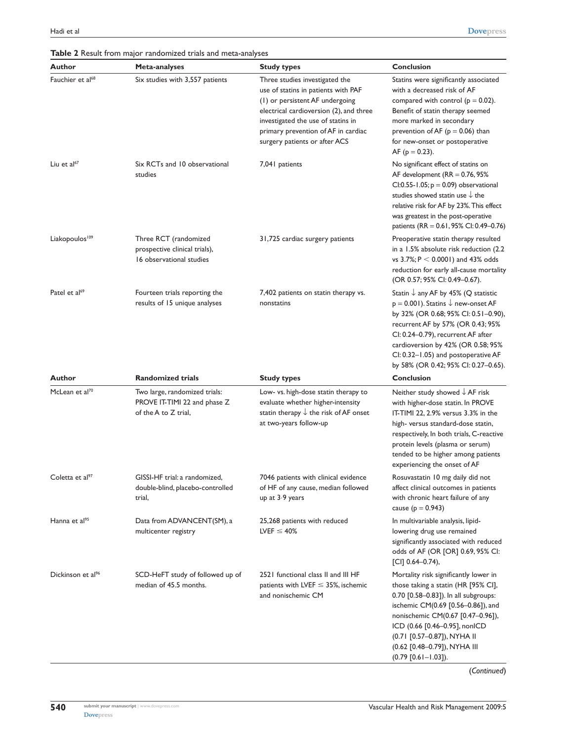**Table 2** Result from major randomized trials and meta-analyses

| Author | Meta-analyses | Study types | Conclusion |
|---|---|---|---|
| Fauchier et al[68] | Six studies with 3,557 patients | Three studies investigated the use of statins in patients with PAF (1) or persistent AF undergoing electrical cardioversion (2), and three investigated the use of statins in primary prevention of AF in cardiac surgery patients or after ACS | Statins were significantly associated with a decreased risk of AF compared with control ($p = 0.02$). Benefit of statin therapy seemed more marked in secondary prevention of AF ($p = 0.06$) than for new-onset or postoperative AF ($p = 0.23$). |
| Liu et al[67] | Six RCTs and 10 observational studies | 7,041 patients | No significant effect of statins on AF development (RR = 0.76, 95% CI:0.55-1.05; $p = 0.09$) observational studies showed statin use ↓ the relative risk for AF by 23%. This effect was greatest in the post-operative patients (RR = 0.61, 95% CI: 0.49–0.76) |
| Liakopoulos[109] | Three RCT (randomized prospective clinical trials), 16 observational studies | 31,725 cardiac surgery patients | Preoperative statin therapy resulted in a 1.5% absolute risk reduction (2.2 vs 3.7%; $P < 0.0001$) and 43% odds reduction for early all-cause mortality (OR 0.57; 95% CI: 0.49–0.67). |
| Patel et al[69] | Fourteen trials reporting the results of 15 unique analyses | 7,402 patients on statin therapy vs. nonstatins | Statin ↓ any AF by 45% (Q statistic $p = 0.001$). Statins ↓ new-onset AF by 32% (OR 0.68; 95% CI: 0.51–0.90), recurrent AF by 57% (OR 0.43; 95% CI: 0.24–0.79), recurrent AF after cardioversion by 42% (OR 0.58; 95% CI: 0.32–1.05) and postoperative AF by 58% (OR 0.42; 95% CI: 0.27–0.65). |
| **Author** | **Randomized trials** | **Study types** | **Conclusion** |
| McLean et al[70] | Two large, randomized trials: PROVE IT-TIMI 22 and phase Z of the A to Z trial, | Low- vs. high-dose statin therapy to evaluate whether higher-intensity statin therapy ↓ the risk of AF onset at two-years follow-up | Neither study showed ↓ AF risk with higher-dose statin. In PROVE IT-TIMI 22, 2.9% versus 3.3% in the high- versus standard-dose statin, respectively, In both trials, C-reactive protein levels (plasma or serum) tended to be higher among patients experiencing the onset of AF |
| Coletta et al[97] | GISSI-HF trial: a randomized, double-blind, placebo-controlled trial, | 7046 patients with clinical evidence of HF of any cause, median followed up at 3·9 years | Rosuvastatin 10 mg daily did not affect clinical outcomes in patients with chronic heart failure of any cause ($p = 0.943$) |
| Hanna et al[95] | Data from ADVANCENT(SM), a multicenter registry | 25,268 patients with reduced LVEF ≤ 40% | In multivariable analysis, lipid-lowering drug use remained significantly associated with reduced odds of AF (OR [OR] 0.69, 95% CI: [CI] 0.64–0.74), |
| Dickinson et al[96] | SCD-HeFT study of followed up of median of 45.5 months. | 2521 functional class II and III HF patients with LVEF ≤ 35%, ischemic and nonischemic CM | Mortality risk significantly lower in those taking a statin (HR [95% CI], 0.70 [0.58–0.83]). In all subgroups: ischemic CM(0.69 [0.56–0.86]), and nonischemic CM(0.67 [0.47–0.96]), ICD (0.66 [0.46–0.95], nonICD (0.71 [0.57–0.87]), NYHA II (0.62 [0.48–0.79]), NYHA III (0.79 [0.61–1.03]). |

(*Continued*)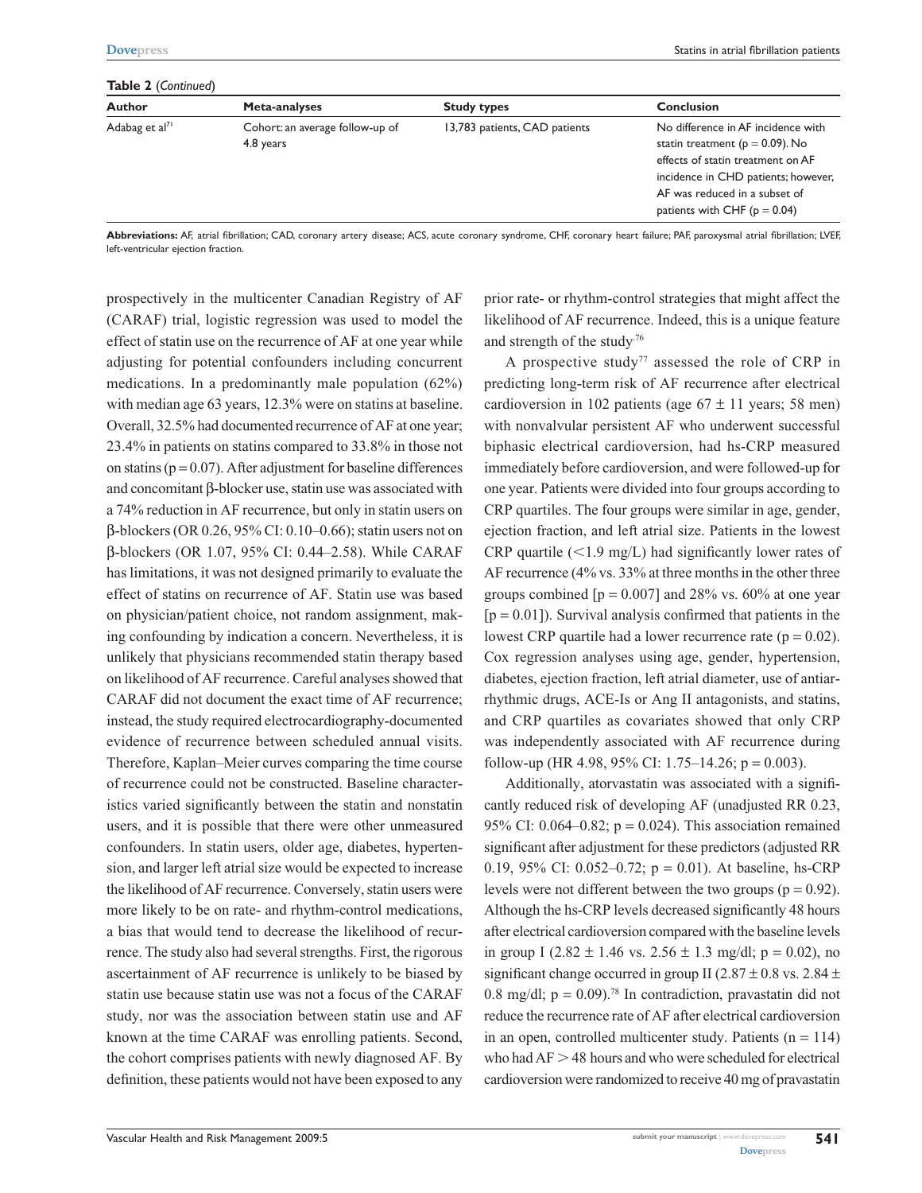**Table 2** (*Continued*)

| Author | Meta-analyses | Study types | Conclusion |
|---|---|---|---|
| Adabag et al[71] | Cohort: an average follow-up of 4.8 years | 13,783 patients, CAD patients | No difference in AF incidence with statin treatment (p = 0.09). No effects of statin treatment on AF incidence in CHD patients; however, AF was reduced in a subset of patients with CHF (p = 0.04) |

**Abbreviations:** AF, atrial fibrillation; CAD, coronary artery disease; ACS, acute coronary syndrome, CHF, coronary heart failure; PAF, paroxysmal atrial fibrillation; LVEF, left-ventricular ejection fraction.

prospectively in the multicenter Canadian Registry of AF (CARAF) trial, logistic regression was used to model the effect of statin use on the recurrence of AF at one year while adjusting for potential confounders including concurrent medications. In a predominantly male population (62%) with median age 63 years, 12.3% were on statins at baseline. Overall, 32.5% had documented recurrence of AF at one year; 23.4% in patients on statins compared to 33.8% in those not on statins (p = 0.07). After adjustment for baseline differences and concomitant β-blocker use, statin use was associated with a 74% reduction in AF recurrence, but only in statin users on β-blockers (OR 0.26, 95% CI: 0.10–0.66); statin users not on β-blockers (OR 1.07, 95% CI: 0.44–2.58). While CARAF has limitations, it was not designed primarily to evaluate the effect of statins on recurrence of AF. Statin use was based on physician/patient choice, not random assignment, making confounding by indication a concern. Nevertheless, it is unlikely that physicians recommended statin therapy based on likelihood of AF recurrence. Careful analyses showed that CARAF did not document the exact time of AF recurrence; instead, the study required electrocardiography-documented evidence of recurrence between scheduled annual visits. Therefore, Kaplan–Meier curves comparing the time course of recurrence could not be constructed. Baseline characteristics varied significantly between the statin and nonstatin users, and it is possible that there were other unmeasured confounders. In statin users, older age, diabetes, hypertension, and larger left atrial size would be expected to increase the likelihood of AF recurrence. Conversely, statin users were more likely to be on rate- and rhythm-control medications, a bias that would tend to decrease the likelihood of recurrence. The study also had several strengths. First, the rigorous ascertainment of AF recurrence is unlikely to be biased by statin use because statin use was not a focus of the CARAF study, nor was the association between statin use and AF known at the time CARAF was enrolling patients. Second, the cohort comprises patients with newly diagnosed AF. By definition, these patients would not have been exposed to any prior rate- or rhythm-control strategies that might affect the likelihood of AF recurrence. Indeed, this is a unique feature and strength of the study.[76]

A prospective study[77] assessed the role of CRP in predicting long-term risk of AF recurrence after electrical cardioversion in 102 patients (age 67 ± 11 years; 58 men) with nonvalvular persistent AF who underwent successful biphasic electrical cardioversion, had hs-CRP measured immediately before cardioversion, and were followed-up for one year. Patients were divided into four groups according to CRP quartiles. The four groups were similar in age, gender, ejection fraction, and left atrial size. Patients in the lowest CRP quartile (<1.9 mg/L) had significantly lower rates of AF recurrence (4% vs. 33% at three months in the other three groups combined [p = 0.007] and 28% vs. 60% at one year [p = 0.01]). Survival analysis confirmed that patients in the lowest CRP quartile had a lower recurrence rate (p = 0.02). Cox regression analyses using age, gender, hypertension, diabetes, ejection fraction, left atrial diameter, use of antiarrhythmic drugs, ACE-Is or Ang II antagonists, and statins, and CRP quartiles as covariates showed that only CRP was independently associated with AF recurrence during follow-up (HR 4.98, 95% CI: 1.75–14.26; p = 0.003).

Additionally, atorvastatin was associated with a significantly reduced risk of developing AF (unadjusted RR 0.23, 95% CI: 0.064–0.82; p = 0.024). This association remained significant after adjustment for these predictors (adjusted RR 0.19, 95% CI: 0.052–0.72; p = 0.01). At baseline, hs-CRP levels were not different between the two groups (p = 0.92). Although the hs-CRP levels decreased significantly 48 hours after electrical cardioversion compared with the baseline levels in group I (2.82 ± 1.46 vs. 2.56 ± 1.3 mg/dl; p = 0.02), no significant change occurred in group II (2.87 ± 0.8 vs. 2.84 ± 0.8 mg/dl; p = 0.09).[78] In contradiction, pravastatin did not reduce the recurrence rate of AF after electrical cardioversion in an open, controlled multicenter study. Patients (n = 114) who had AF > 48 hours and who were scheduled for electrical cardioversion were randomized to receive 40 mg of pravastatin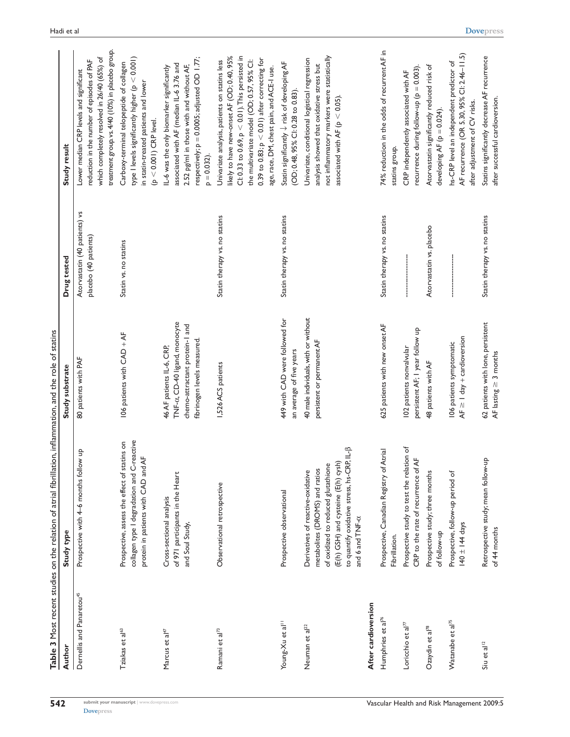**Table 3** Most recent studies on the relation of atrial fibrillation, inflammation, and the role of statins

| Author | Study type | Study substrate | Drug tested | Study result |
|---|---|---|---|---|
| Dernellis and Panaretou[45] | Prospective with 4–6 months follow up | 80 patients with PAF | Atorvastatin (40 patients) vs placebo (40 patients) | Lower median CRP levels and significant reduction in the number of episodes of PAF which completely resolved in 26/40 (65%) of treatment group vs. 4/40 (10%) in placebo group. |
| Tziakas et al[63] | Prospective, assess the effect of statins on collagen type I degradation and C-reactive protein in patients with CAD and AF | 106 patients with CAD + AF | Statin vs. no statins | Carboxy-terminal telopeptide of collagen type I levels significantly higher ($p < 0.001$) in statin-treated patients and lower ($p < 0.001$) CRP level. |
| Marcus et al[47] | Cross-sectional analysis of 971 participants in the Heart and Soul Study, | 46 AF patients IL-6, CRP, TNF-α, CD-40 ligand, monocyte chemo-attractant protein-1 and fibrinogen levels measured. | | IL-6 was the only biomarker significantly associated with AF (median IL-6 3.76 and 2.52 pg/ml in those with and without AF, respectively; $p = 0.0005$; adjusted OD 1.77; $p = 0.032$). |
| Ramani et al[73] | Observational retrospective | 1,526 ACS patients | Statin therapy vs. no statins | Univariate analysis, patients on statins less likely to have new-onset AF (OD; 0.40, 95% CI: 0.33 to 0.69, $p < 0.01$). This persisted in the multivariate model (OD; 0.57, 95% CI: 0.39 to 0.83; $p < 0.01$) after correcting for age, race, DM, chest pain, and ACE-I use. |
| Young-Xu et al[11] | Prospective observational | 449 with CAD were followed for an average of five years | Statin therapy vs. no statins | Statin significantly ↓ risk of developing AF (OD; 0.48, 95% CI: 0.28 to 0.83). |
| Neuman et al[22] | Derivatives of reactive-oxidative metabolites (DROMS) and ratios of oxidized to reduced glutathione (E(h) GSH) and cysteine (E(h) cysh) to quantify oxidative stress, hs-CRP, IL-β and 6 and TNF-α | 40 male individuals, with or without persistent or permanent AF | | Univariate, conditional logistical regression analysis showed that oxidative stress but not inflammatory markers were statistically associated with AF ($p < 0.05$). |
| **After cardioversion** | | | | |
| Humphries et al[76] | Prospective, Canadian Registry of Atrial Fibrillation. | 625 patients with new onset AF | Statin therapy vs. no statins | 74% reduction in the odds of recurrent AF in statins group. |
| Loricchio et al[77] | Prospective study to test the relation of CRP to the rate of recurrence of AF | 102 patients nonvalvular persistent AF; 1 year follow up | ------------------ | CRP independently associated with AF recurrence during follow-up ($p = 0.003$). |
| Ozaydin et al[78] | Prospective study; three months of follow-up | 48 patients with AF | Atorvastatin vs. placebo | Atorvastatin significantly reduced risk of developing AF ($p = 0.024$). |
| Watanabe et al[75] | Prospective, follow-up period of 140 ± 144 days | 106 patients symptomatic AF ≥ 1 day + cardioversion | ------------------ | hs-CRP level an independent predictor of AF recurrence (OR 5.30, 95% CI: 2.46–11.5) after adjustment of CV risks. |
| Siu et al[12] | Retrospective study; mean follow-up of 44 months | 62 patients with lone, persistent AF lasting ≥ 3 months | Statin therapy vs. no statins | Statins significantly decrease AF recurrence after successful cardioversion. |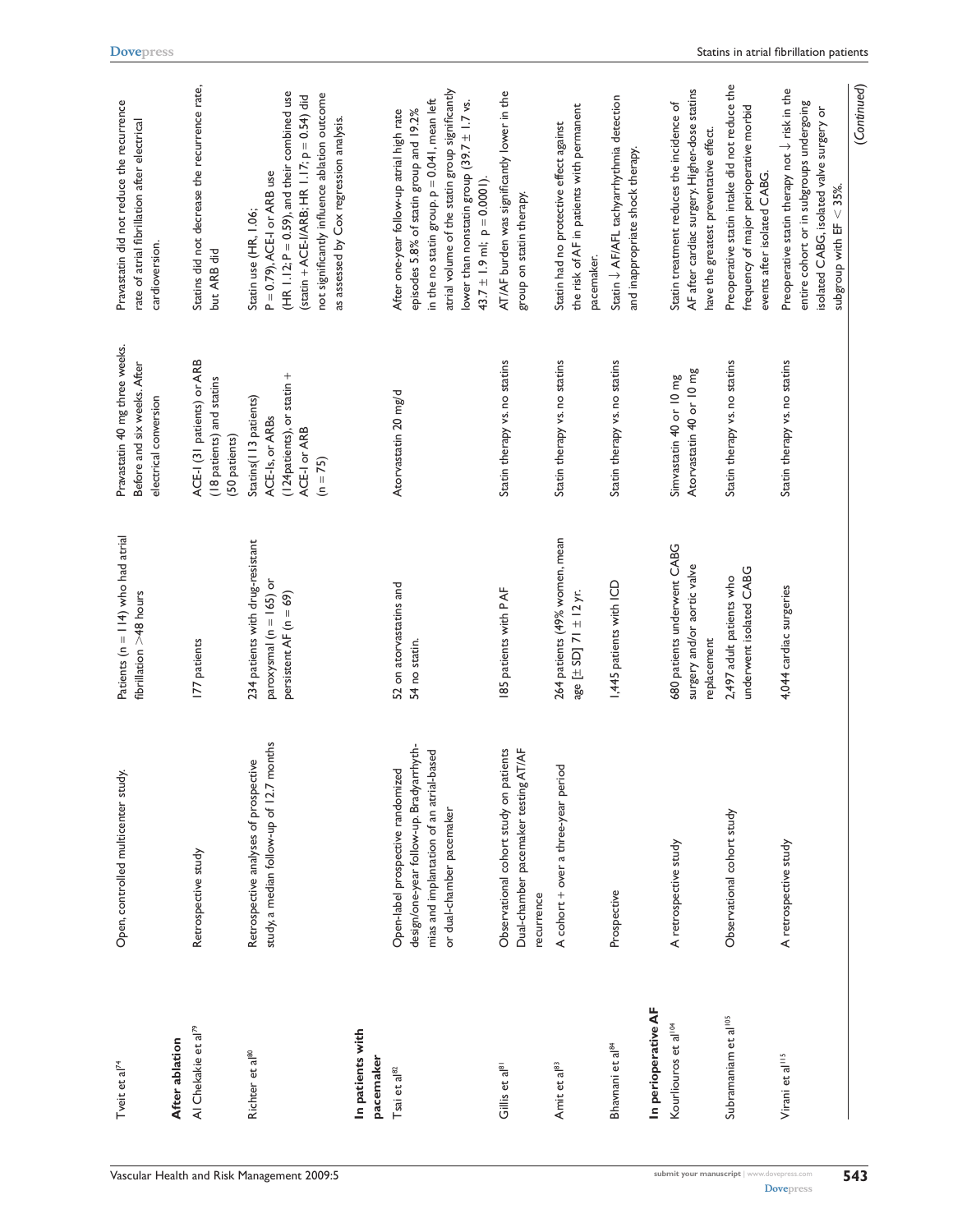| | | | | |
|---|---|---|---|---|
| Tveit et al[74] | Open, controlled multicenter study. | Patients (n = 114) who had atrial fibrillation >48 hours | Pravastatin 40 mg three weeks. Before and six weeks. After electrical conversion | Pravastatin did not reduce the recurrence rate of atrial fibrillation after electrical cardioversion. |
| **After ablation** | | | | |
| Al Chekakie et al[79] | Retrospective study | 177 patients | ACE-I (31 patients) or ARB (18 patients) and statins (50 patients) | Statins did not decrease the recurrence rate, but ARB did |
| Richter et al[80] | Retrospective analyses of prospective study, a median follow-up of 12.7 months | 234 patients with drug-resistant paroxysmal (n = 165) or persistent AF (n = 69) | Statins(113 patients) ACE-Is, or ARBs (124patients), or statin + ACE-I or ARB (n = 75) | Statin use (HR, 1.06; P = 0.79), ACE-I or ARB use (HR 1.12; P = 0.59), and their combined use (statin + ACE-I/ARB; HR 1.17; p = 0.54) did not significantly influence ablation outcome as assessed by Cox regression analysis. |
| **In patients with pacemaker** | | | | |
| Tsai et al[82] | Open-label prospective randomized design/one-year follow-up. Bradyarrhythmias and implantation of an atrial-based or dual-chamber pacemaker | 52 on atorvastatins and 54 no statin. | Atorvastatin 20 mg/d | After one-year follow-up atrial high rate episodes 5.8% of statin group and 19.2% in the no statin group. p = 0.041, mean left atrial volume of the statin group significantly lower than nonstatin group (39.7 ± 1.7 vs. 43.7 ± 1.9 ml; p = 0.0001). |
| Gillis et al[81] | Observational cohort study on patients Dual-chamber pacemaker testing AT/AF recurrence | 185 patients with PAF | Statin therapy vs. no statins | AT/AF burden was significantly lower in the group on statin therapy. |
| Amit et al[83] | A cohort + over a three-year period | 264 patients (49% women, mean age [± SD] 71 ± 12 yr. | Statin therapy vs. no statins | Statin had no protective effect against the risk of AF in patients with permanent pacemaker. |
| Bhavnani et al[84] | Prospective | 1,445 patients with ICD | Statin therapy vs. no statins | Statin ↓ AF/AFL tachyarrhythmia detection and inappropriate shock therapy. |
| **In perioperative AF** | | | | |
| Kourliouros et al[104] | A retrospective study | 680 patients underwent CABG surgery and/or aortic valve replacement | Simvastatin 40 or 10 mg Atorvastatin 40 or 10 mg | Statin treatment reduces the incidence of AF after cardiac surgery. Higher-dose statins have the greatest preventative effect. |
| Subramaniam et al[105] | Observational cohort study | 2,497 adult patients who underwent isolated CABG | Statin therapy vs. no statins | Preoperative statin intake did not reduce the frequency of major perioperative morbid events after isolated CABG. |
| Virani et al[115] | A retrospective study | 4,044 cardiac surgeries | Statin therapy vs. no statins | Preoperative statin therapy not ↓ risk in the entire cohort or in subgroups undergoing isolated CABG, isolated valve surgery or subgroup with EF < 35%. |

(*Continued*)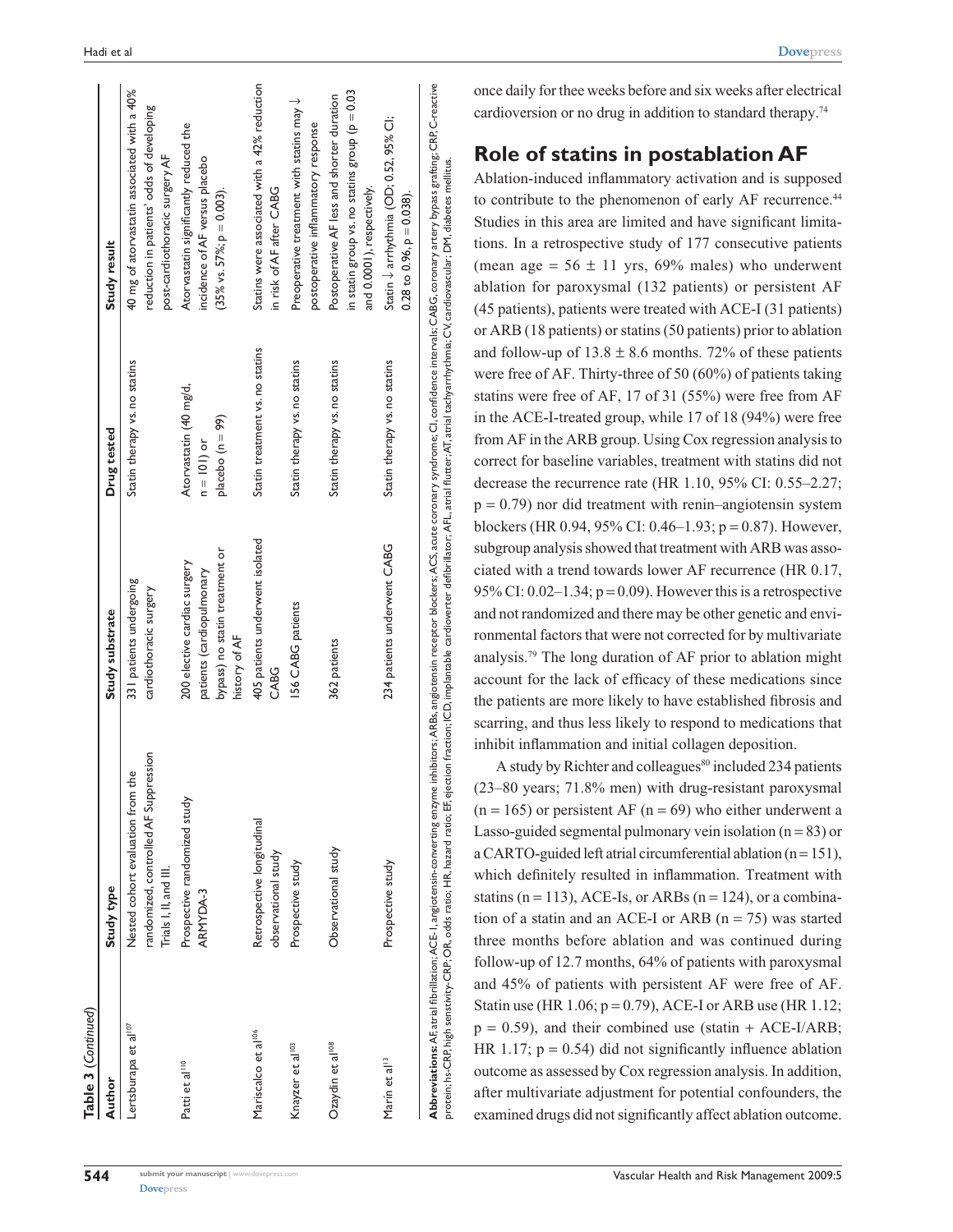**Table 3** (*Continued*)

| Author | Study type | Study substrate | Drug tested | Study result |
|---|---|---|---|---|
| Lertsburapa et al[107] | Nested cohort evaluation from the randomized, controlled AF Suppression Trials I, II, and III. | 331 patients undergoing cardiothoracic surgery | Statin therapy vs. no statins | 40 mg of atorvastatin associated with a 40% reduction in patients' odds of developing post-cardiothoracic surgery AF |
| Patti et al[110] | Prospective randomized study ARMYDA-3 | 200 elective cardiac surgery patients (cardiopulmonary bypass) no statin treatment or history of AF | Atorvastatin (40 mg/d, n = 101) or placebo (n = 99) | Atorvastatin significantly reduced the incidence of AF versus placebo (35% vs. 57%; p = 0.003). |
| Mariscalco et al[106] | Retrospective longitudinal observational study | 405 patients underwent isolated CABG | Statin treatment vs. no statins | Statins were associated with a 42% reduction in risk of AF after CABG |
| Knayzer et al[103] | Prospective study | 156 CABG patients | Statin therapy vs. no statins | Preoperative treatment with statins may ↓ postoperative inflammatory response |
| Ozaydin et al[108] | Observational study | 362 patients | Statin therapy vs. no statins | Postoperative AF less and shorter duration in statin group vs. no statins group (p = 0.03 and 0.0001), respectively. |
| Marín et al[13] | Prospective study | 234 patients underwent CABG | Statin therapy vs. no statins | Statin ↓ arrhythmia (OD: 0.52, 95% CI: 0.28 to 0.96, p = 0.038). |

**Abbreviations:** AF, atrial fibrillation; ACE-I, angiotensin-converting enzyme inhibitors; ARBs, angiotensin receptor blockers; ACS, acute coronary syndrome; CI, confidence intervals; CABG, coronary artery bypass grafting; CRP, C-reactive protein; hs-CRP, high senstivity-CRP; OR, odds ratio; HR, hazard ratio; EF, ejection fraction; ICD, implantable cardioverter defibrillator; AFL, atrial flutter; AT, atrial tachyarrhythmia; CV, cardiovascular; DM, diabetes mellitus.

once daily for thee weeks before and six weeks after electrical cardioversion or no drug in addition to standard therapy.[74]

## Role of statins in postablation AF

Ablation-induced inflammatory activation and is supposed to contribute to the phenomenon of early AF recurrence.[44] Studies in this area are limited and have significant limitations. In a retrospective study of 177 consecutive patients (mean age = 56 ± 11 yrs, 69% males) who underwent ablation for paroxysmal (132 patients) or persistent AF (45 patients), patients were treated with ACE-I (31 patients) or ARB (18 patients) or statins (50 patients) prior to ablation and follow-up of 13.8 ± 8.6 months. 72% of these patients were free of AF. Thirty-three of 50 (60%) of patients taking statins were free of AF, 17 of 31 (55%) were free from AF in the ACE-I-treated group, while 17 of 18 (94%) were free from AF in the ARB group. Using Cox regression analysis to correct for baseline variables, treatment with statins did not decrease the recurrence rate (HR 1.10, 95% CI: 0.55–2.27; p = 0.79) nor did treatment with renin–angiotensin system blockers (HR 0.94, 95% CI: 0.46–1.93; p = 0.87). However, subgroup analysis showed that treatment with ARB was associated with a trend towards lower AF recurrence (HR 0.17, 95% CI: 0.02–1.34; p = 0.09). However this is a retrospective and not randomized and there may be other genetic and environmental factors that were not corrected for by multivariate analysis.[79] The long duration of AF prior to ablation might account for the lack of efficacy of these medications since the patients are more likely to have established fibrosis and scarring, and thus less likely to respond to medications that inhibit inflammation and initial collagen deposition.

A study by Richter and colleagues[80] included 234 patients (23–80 years; 71.8% men) with drug-resistant paroxysmal (n = 165) or persistent AF (n = 69) who either underwent a Lasso-guided segmental pulmonary vein isolation (n = 83) or a CARTO-guided left atrial circumferential ablation (n = 151), which definitely resulted in inflammation. Treatment with statins (n = 113), ACE-Is, or ARBs (n = 124), or a combination of a statin and an ACE-I or ARB (n = 75) was started three months before ablation and was continued during follow-up of 12.7 months, 64% of patients with paroxysmal and 45% of patients with persistent AF were free of AF. Statin use (HR 1.06; p = 0.79), ACE-I or ARB use (HR 1.12; p = 0.59), and their combined use (statin + ACE-I/ARB; HR 1.17; p = 0.54) did not significantly influence ablation outcome as assessed by Cox regression analysis. In addition, after multivariate adjustment for potential confounders, the examined drugs did not significantly affect ablation outcome.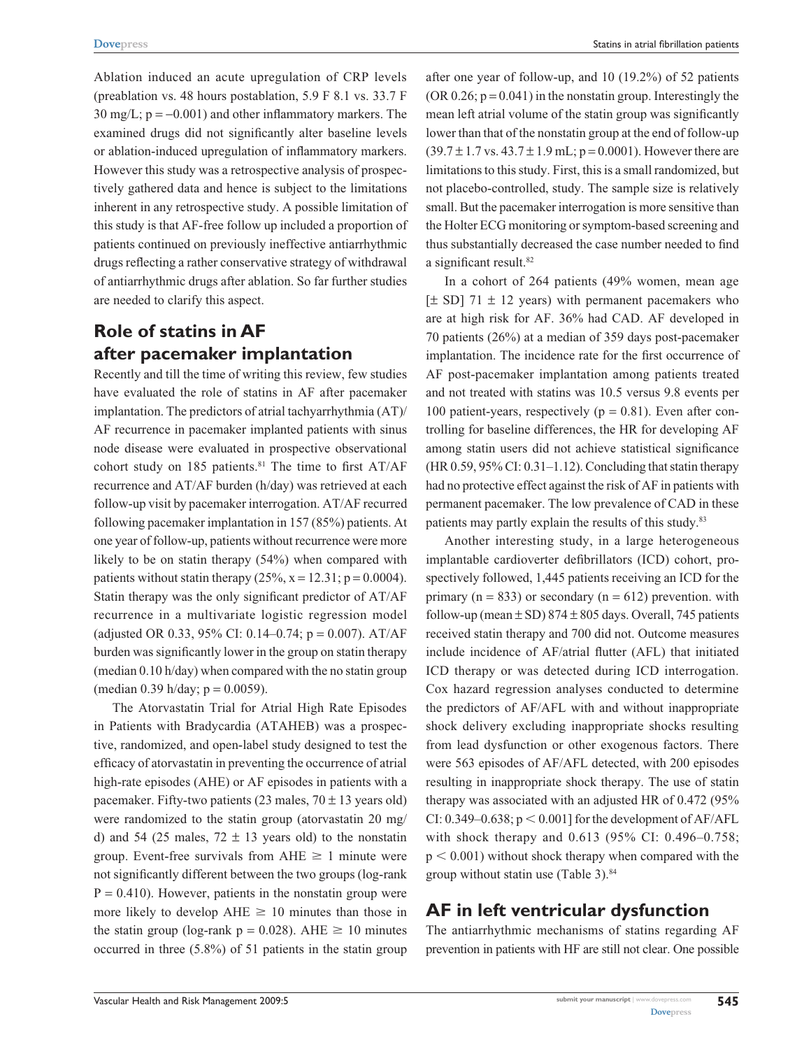Ablation induced an acute upregulation of CRP levels (preablation vs. 48 hours postablation, 5.9 F 8.1 vs. 33.7 F 30 mg/L; p = −0.001) and other inflammatory markers. The examined drugs did not significantly alter baseline levels or ablation-induced upregulation of inflammatory markers. However this study was a retrospective analysis of prospectively gathered data and hence is subject to the limitations inherent in any retrospective study. A possible limitation of this study is that AF-free follow up included a proportion of patients continued on previously ineffective antiarrhythmic drugs reflecting a rather conservative strategy of withdrawal of antiarrhythmic drugs after ablation. So far further studies are needed to clarify this aspect.

## Role of statins in AF after pacemaker implantation

Recently and till the time of writing this review, few studies have evaluated the role of statins in AF after pacemaker implantation. The predictors of atrial tachyarrhythmia (AT)/AF recurrence in pacemaker implanted patients with sinus node disease were evaluated in prospective observational cohort study on 185 patients.[81] The time to first AT/AF recurrence and AT/AF burden (h/day) was retrieved at each follow-up visit by pacemaker interrogation. AT/AF recurred following pacemaker implantation in 157 (85%) patients. At one year of follow-up, patients without recurrence were more likely to be on statin therapy (54%) when compared with patients without statin therapy (25%, x = 12.31; p = 0.0004). Statin therapy was the only significant predictor of AT/AF recurrence in a multivariate logistic regression model (adjusted OR 0.33, 95% CI: 0.14–0.74; p = 0.007). AT/AF burden was significantly lower in the group on statin therapy (median 0.10 h/day) when compared with the no statin group (median 0.39 h/day; p = 0.0059).

The Atorvastatin Trial for Atrial High Rate Episodes in Patients with Bradycardia (ATAHEB) was a prospective, randomized, and open-label study designed to test the efficacy of atorvastatin in preventing the occurrence of atrial high-rate episodes (AHE) or AF episodes in patients with a pacemaker. Fifty-two patients (23 males, 70 ± 13 years old) were randomized to the statin group (atorvastatin 20 mg/d) and 54 (25 males, 72 ± 13 years old) to the nonstatin group. Event-free survivals from AHE ≥ 1 minute were not significantly different between the two groups (log-rank P = 0.410). However, patients in the nonstatin group were more likely to develop AHE ≥ 10 minutes than those in the statin group (log-rank p = 0.028). AHE ≥ 10 minutes occurred in three (5.8%) of 51 patients in the statin group after one year of follow-up, and 10 (19.2%) of 52 patients (OR 0.26; p = 0.041) in the nonstatin group. Interestingly the mean left atrial volume of the statin group was significantly lower than that of the nonstatin group at the end of follow-up (39.7 ± 1.7 vs. 43.7 ± 1.9 mL; p = 0.0001). However there are limitations to this study. First, this is a small randomized, but not placebo-controlled, study. The sample size is relatively small. But the pacemaker interrogation is more sensitive than the Holter ECG monitoring or symptom-based screening and thus substantially decreased the case number needed to find a significant result.[82]

In a cohort of 264 patients (49% women, mean age [± SD] 71 ± 12 years) with permanent pacemakers who are at high risk for AF. 36% had CAD. AF developed in 70 patients (26%) at a median of 359 days post-pacemaker implantation. The incidence rate for the first occurrence of AF post-pacemaker implantation among patients treated and not treated with statins was 10.5 versus 9.8 events per 100 patient-years, respectively (p = 0.81). Even after controlling for baseline differences, the HR for developing AF among statin users did not achieve statistical significance (HR 0.59, 95% CI: 0.31–1.12). Concluding that statin therapy had no protective effect against the risk of AF in patients with permanent pacemaker. The low prevalence of CAD in these patients may partly explain the results of this study.[83]

Another interesting study, in a large heterogeneous implantable cardioverter defibrillators (ICD) cohort, prospectively followed, 1,445 patients receiving an ICD for the primary (n = 833) or secondary (n = 612) prevention. with follow-up (mean ± SD) 874 ± 805 days. Overall, 745 patients received statin therapy and 700 did not. Outcome measures include incidence of AF/atrial flutter (AFL) that initiated ICD therapy or was detected during ICD interrogation. Cox hazard regression analyses conducted to determine the predictors of AF/AFL with and without inappropriate shock delivery excluding inappropriate shocks resulting from lead dysfunction or other exogenous factors. There were 563 episodes of AF/AFL detected, with 200 episodes resulting in inappropriate shock therapy. The use of statin therapy was associated with an adjusted HR of 0.472 (95% CI: 0.349–0.638; p < 0.001] for the development of AF/AFL with shock therapy and 0.613 (95% CI: 0.496–0.758; p < 0.001) without shock therapy when compared with the group without statin use (Table 3).[84]

## AF in left ventricular dysfunction

The antiarrhythmic mechanisms of statins regarding AF prevention in patients with HF are still not clear. One possible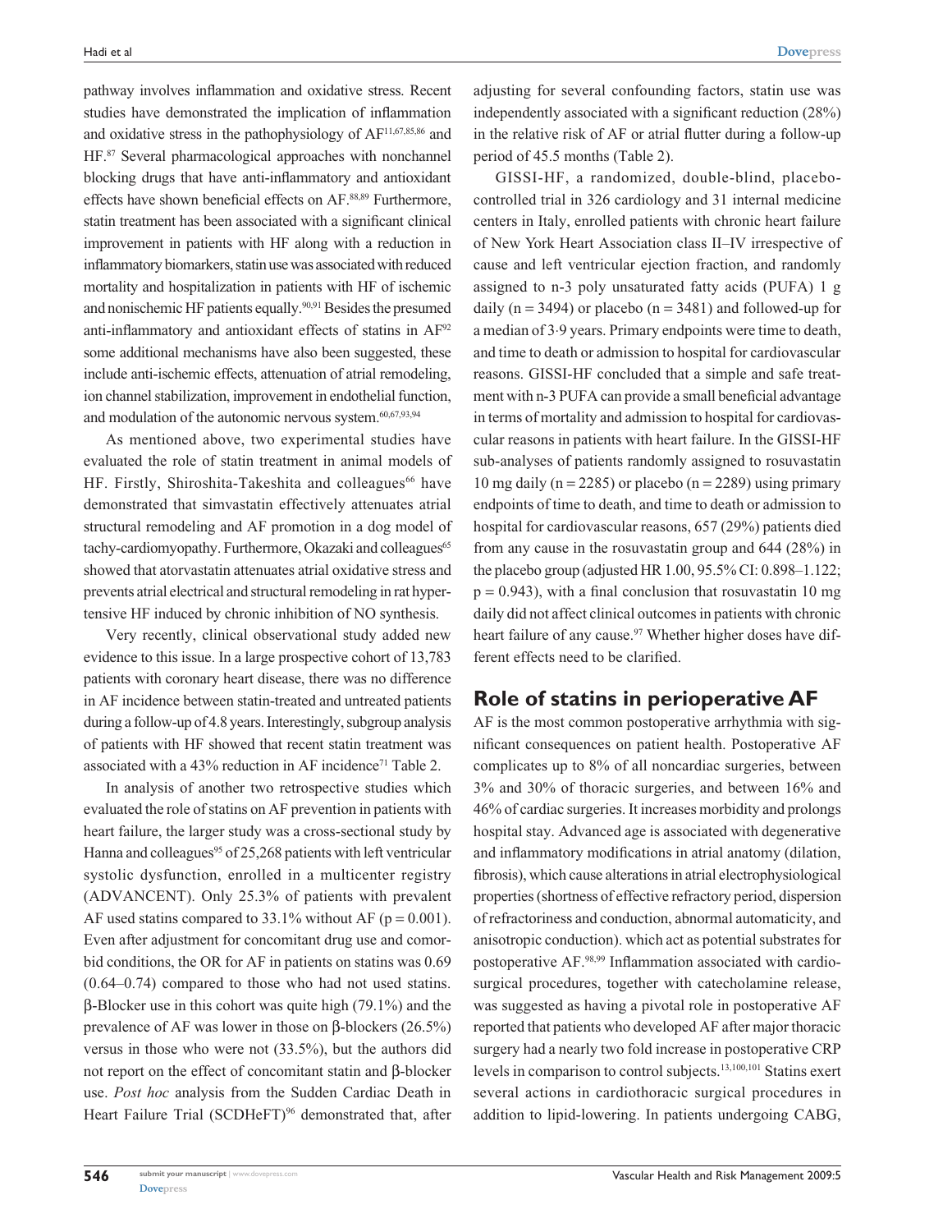pathway involves inflammation and oxidative stress. Recent studies have demonstrated the implication of inflammation and oxidative stress in the pathophysiology of AF[11,67,85,86] and HF.[87] Several pharmacological approaches with nonchannel blocking drugs that have anti-inflammatory and antioxidant effects have shown beneficial effects on AF.[88,89] Furthermore, statin treatment has been associated with a significant clinical improvement in patients with HF along with a reduction in inflammatory biomarkers, statin use was associated with reduced mortality and hospitalization in patients with HF of ischemic and nonischemic HF patients equally.[90,91] Besides the presumed anti-inflammatory and antioxidant effects of statins in AF[92] some additional mechanisms have also been suggested, these include anti-ischemic effects, attenuation of atrial remodeling, ion channel stabilization, improvement in endothelial function, and modulation of the autonomic nervous system.[60,67,93,94]

As mentioned above, two experimental studies have evaluated the role of statin treatment in animal models of HF. Firstly, Shiroshita-Takeshita and colleagues[66] have demonstrated that simvastatin effectively attenuates atrial structural remodeling and AF promotion in a dog model of tachy-cardiomyopathy. Furthermore, Okazaki and colleagues[65] showed that atorvastatin attenuates atrial oxidative stress and prevents atrial electrical and structural remodeling in rat hypertensive HF induced by chronic inhibition of NO synthesis.

Very recently, clinical observational study added new evidence to this issue. In a large prospective cohort of 13,783 patients with coronary heart disease, there was no difference in AF incidence between statin-treated and untreated patients during a follow-up of 4.8 years. Interestingly, subgroup analysis of patients with HF showed that recent statin treatment was associated with a 43% reduction in AF incidence[71] Table 2.

In analysis of another two retrospective studies which evaluated the role of statins on AF prevention in patients with heart failure, the larger study was a cross-sectional study by Hanna and colleagues[95] of 25,268 patients with left ventricular systolic dysfunction, enrolled in a multicenter registry (ADVANCENT). Only 25.3% of patients with prevalent AF used statins compared to 33.1% without AF ($p = 0.001$). Even after adjustment for concomitant drug use and comorbid conditions, the OR for AF in patients on statins was 0.69 (0.64–0.74) compared to those who had not used statins. β-Blocker use in this cohort was quite high (79.1%) and the prevalence of AF was lower in those on β-blockers (26.5%) versus in those who were not (33.5%), but the authors did not report on the effect of concomitant statin and β-blocker use. *Post hoc* analysis from the Sudden Cardiac Death in Heart Failure Trial (SCDHeFT)[96] demonstrated that, after adjusting for several confounding factors, statin use was independently associated with a significant reduction (28%) in the relative risk of AF or atrial flutter during a follow-up period of 45.5 months (Table 2).

GISSI-HF, a randomized, double-blind, placebo-controlled trial in 326 cardiology and 31 internal medicine centers in Italy, enrolled patients with chronic heart failure of New York Heart Association class II–IV irrespective of cause and left ventricular ejection fraction, and randomly assigned to n-3 poly unsaturated fatty acids (PUFA) 1 g daily ($n = 3494$) or placebo ($n = 3481$) and followed-up for a median of 3·9 years. Primary endpoints were time to death, and time to death or admission to hospital for cardiovascular reasons. GISSI-HF concluded that a simple and safe treatment with n-3 PUFA can provide a small beneficial advantage in terms of mortality and admission to hospital for cardiovascular reasons in patients with heart failure. In the GISSI-HF sub-analyses of patients randomly assigned to rosuvastatin 10 mg daily ($n = 2285$) or placebo ($n = 2289$) using primary endpoints of time to death, and time to death or admission to hospital for cardiovascular reasons, 657 (29%) patients died from any cause in the rosuvastatin group and 644 (28%) in the placebo group (adjusted HR 1.00, 95.5% CI: 0.898–1.122; $p = 0.943$), with a final conclusion that rosuvastatin 10 mg daily did not affect clinical outcomes in patients with chronic heart failure of any cause.[97] Whether higher doses have different effects need to be clarified.

## Role of statins in perioperative AF

AF is the most common postoperative arrhythmia with significant consequences on patient health. Postoperative AF complicates up to 8% of all noncardiac surgeries, between 3% and 30% of thoracic surgeries, and between 16% and 46% of cardiac surgeries. It increases morbidity and prolongs hospital stay. Advanced age is associated with degenerative and inflammatory modifications in atrial anatomy (dilation, fibrosis), which cause alterations in atrial electrophysiological properties (shortness of effective refractory period, dispersion of refractoriness and conduction, abnormal automaticity, and anisotropic conduction). which act as potential substrates for postoperative AF.[98,99] Inflammation associated with cardiosurgical procedures, together with catecholamine release, was suggested as having a pivotal role in postoperative AF reported that patients who developed AF after major thoracic surgery had a nearly two fold increase in postoperative CRP levels in comparison to control subjects.[13,100,101] Statins exert several actions in cardiothoracic surgical procedures in addition to lipid-lowering. In patients undergoing CABG,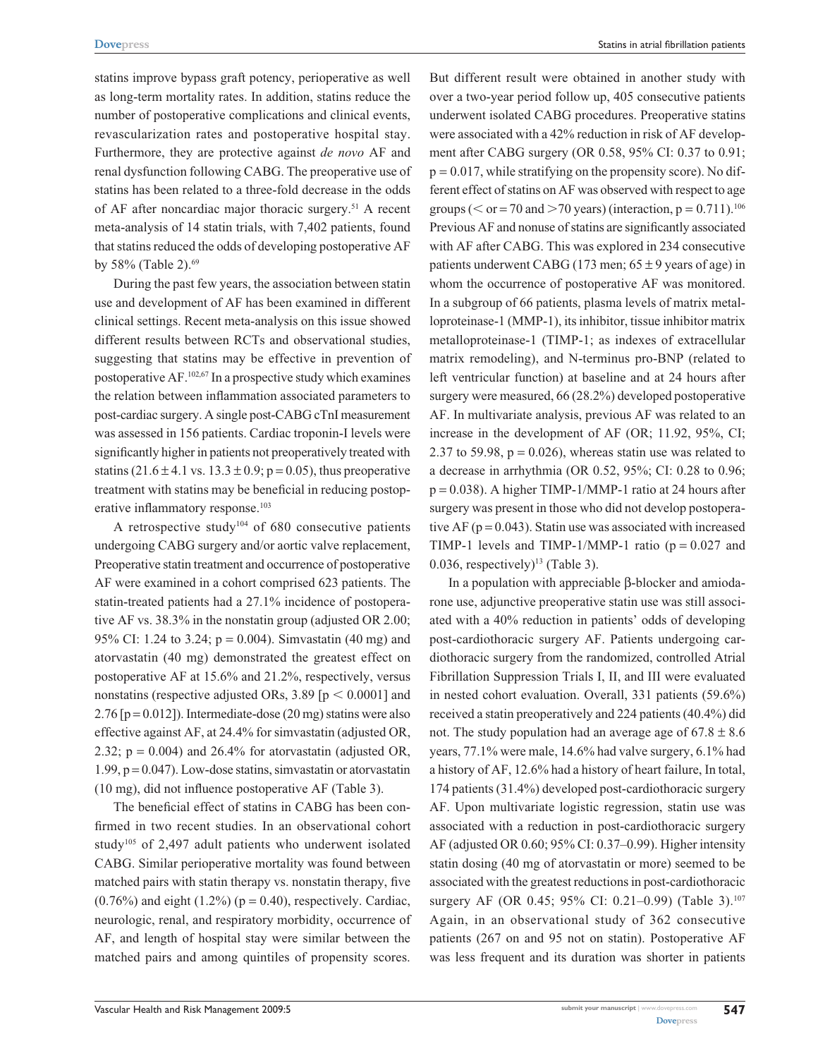statins improve bypass graft potency, perioperative as well as long-term mortality rates. In addition, statins reduce the number of postoperative complications and clinical events, revascularization rates and postoperative hospital stay. Furthermore, they are protective against *de novo* AF and renal dysfunction following CABG. The preoperative use of statins has been related to a three-fold decrease in the odds of AF after noncardiac major thoracic surgery.[51] A recent meta-analysis of 14 statin trials, with 7,402 patients, found that statins reduced the odds of developing postoperative AF by 58% (Table 2).[69]

During the past few years, the association between statin use and development of AF has been examined in different clinical settings. Recent meta-analysis on this issue showed different results between RCTs and observational studies, suggesting that statins may be effective in prevention of postoperative AF.[102,67] In a prospective study which examines the relation between inflammation associated parameters to post-cardiac surgery. A single post-CABG cTnI measurement was assessed in 156 patients. Cardiac troponin-I levels were significantly higher in patients not preoperatively treated with statins ($21.6 \pm 4.1$ vs. $13.3 \pm 0.9$; $p = 0.05$), thus preoperative treatment with statins may be beneficial in reducing postoperative inflammatory response.[103]

A retrospective study[104] of 680 consecutive patients undergoing CABG surgery and/or aortic valve replacement, Preoperative statin treatment and occurrence of postoperative AF were examined in a cohort comprised 623 patients. The statin-treated patients had a 27.1% incidence of postoperative AF vs. 38.3% in the nonstatin group (adjusted OR 2.00; 95% CI: 1.24 to 3.24; $p = 0.004$). Simvastatin (40 mg) and atorvastatin (40 mg) demonstrated the greatest effect on postoperative AF at 15.6% and 21.2%, respectively, versus nonstatins (respective adjusted ORs, 3.89 [$p < 0.0001$] and 2.76 [$p = 0.012$]). Intermediate-dose (20 mg) statins were also effective against AF, at 24.4% for simvastatin (adjusted OR, 2.32; $p = 0.004$) and 26.4% for atorvastatin (adjusted OR, 1.99, $p = 0.047$). Low-dose statins, simvastatin or atorvastatin (10 mg), did not influence postoperative AF (Table 3).

The beneficial effect of statins in CABG has been confirmed in two recent studies. In an observational cohort study[105] of 2,497 adult patients who underwent isolated CABG. Similar perioperative mortality was found between matched pairs with statin therapy vs. nonstatin therapy, five (0.76%) and eight (1.2%) ($p = 0.40$), respectively. Cardiac, neurologic, renal, and respiratory morbidity, occurrence of AF, and length of hospital stay were similar between the matched pairs and among quintiles of propensity scores. But different result were obtained in another study with over a two-year period follow up, 405 consecutive patients underwent isolated CABG procedures. Preoperative statins were associated with a 42% reduction in risk of AF development after CABG surgery (OR 0.58, 95% CI: 0.37 to 0.91; $p = 0.017$, while stratifying on the propensity score). No different effect of statins on AF was observed with respect to age groups (< or = 70 and >70 years) (interaction, $p = 0.711$).[106] Previous AF and nonuse of statins are significantly associated with AF after CABG. This was explored in 234 consecutive patients underwent CABG (173 men; $65 \pm 9$ years of age) in whom the occurrence of postoperative AF was monitored. In a subgroup of 66 patients, plasma levels of matrix metalloproteinase-1 (MMP-1), its inhibitor, tissue inhibitor matrix metalloproteinase-1 (TIMP-1; as indexes of extracellular matrix remodeling), and N-terminus pro-BNP (related to left ventricular function) at baseline and at 24 hours after surgery were measured, 66 (28.2%) developed postoperative AF. In multivariate analysis, previous AF was related to an increase in the development of AF (OR; 11.92, 95%, CI; 2.37 to 59.98, $p = 0.026$), whereas statin use was related to a decrease in arrhythmia (OR 0.52, 95%; CI: 0.28 to 0.96; $p = 0.038$). A higher TIMP-1/MMP-1 ratio at 24 hours after surgery was present in those who did not develop postoperative AF ($p = 0.043$). Statin use was associated with increased TIMP-1 levels and TIMP-1/MMP-1 ratio ($p = 0.027$ and 0.036, respectively)[13] (Table 3).

In a population with appreciable β-blocker and amiodarone use, adjunctive preoperative statin use was still associated with a 40% reduction in patients' odds of developing post-cardiothoracic surgery AF. Patients undergoing cardiothoracic surgery from the randomized, controlled Atrial Fibrillation Suppression Trials I, II, and III were evaluated in nested cohort evaluation. Overall, 331 patients (59.6%) received a statin preoperatively and 224 patients (40.4%) did not. The study population had an average age of $67.8 \pm 8.6$ years, 77.1% were male, 14.6% had valve surgery, 6.1% had a history of AF, 12.6% had a history of heart failure, In total, 174 patients (31.4%) developed post-cardiothoracic surgery AF. Upon multivariate logistic regression, statin use was associated with a reduction in post-cardiothoracic surgery AF (adjusted OR 0.60; 95% CI: 0.37–0.99). Higher intensity statin dosing (40 mg of atorvastatin or more) seemed to be associated with the greatest reductions in post-cardiothoracic surgery AF (OR 0.45; 95% CI: 0.21–0.99) (Table 3).[107] Again, in an observational study of 362 consecutive patients (267 on and 95 not on statin). Postoperative AF was less frequent and its duration was shorter in patients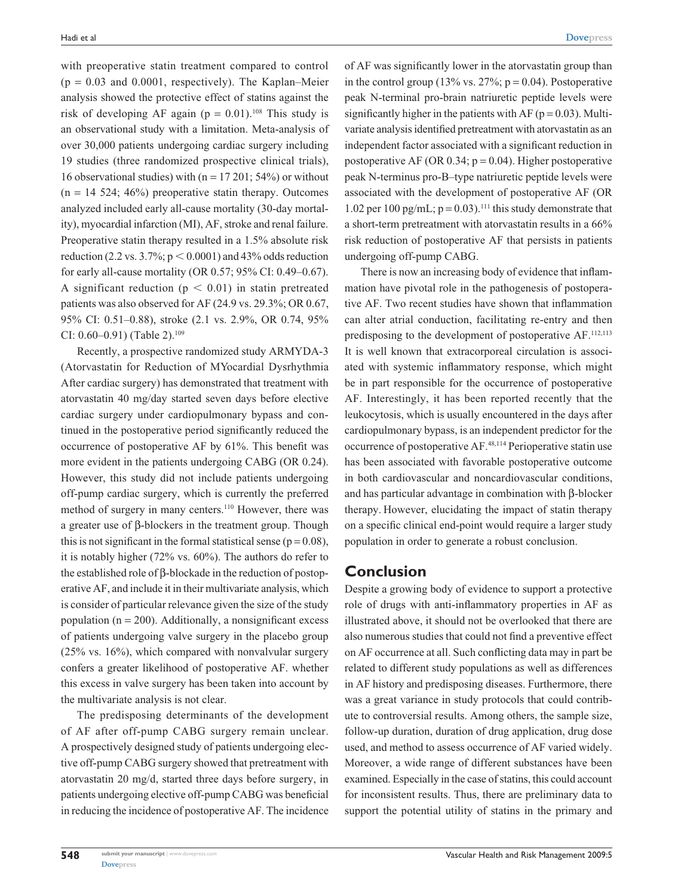with preoperative statin treatment compared to control ($p = 0.03$ and $0.0001$, respectively). The Kaplan–Meier analysis showed the protective effect of statins against the risk of developing AF again ($p = 0.01$).[108] This study is an observational study with a limitation. Meta-analysis of over 30,000 patients undergoing cardiac surgery including 19 studies (three randomized prospective clinical trials), 16 observational studies) with (n = 17 201; 54%) or without (n = 14 524; 46%) preoperative statin therapy. Outcomes analyzed included early all-cause mortality (30-day mortality), myocardial infarction (MI), AF, stroke and renal failure. Preoperative statin therapy resulted in a 1.5% absolute risk reduction (2.2 vs. 3.7%; $p < 0.0001$) and 43% odds reduction for early all-cause mortality (OR 0.57; 95% CI: 0.49–0.67). A significant reduction ($p < 0.01$) in statin pretreated patients was also observed for AF (24.9 vs. 29.3%; OR 0.67, 95% CI: 0.51–0.88), stroke (2.1 vs. 2.9%, OR 0.74, 95% CI: 0.60–0.91) (Table 2).[109]

Recently, a prospective randomized study ARMYDA-3 (Atorvastatin for Reduction of MYocardial Dysrhythmia After cardiac surgery) has demonstrated that treatment with atorvastatin 40 mg/day started seven days before elective cardiac surgery under cardiopulmonary bypass and continued in the postoperative period significantly reduced the occurrence of postoperative AF by 61%. This benefit was more evident in the patients undergoing CABG (OR 0.24). However, this study did not include patients undergoing off-pump cardiac surgery, which is currently the preferred method of surgery in many centers.[110] However, there was a greater use of β-blockers in the treatment group. Though this is not significant in the formal statistical sense ($p = 0.08$), it is notably higher (72% vs. 60%). The authors do refer to the established role of β-blockade in the reduction of postoperative AF, and include it in their multivariate analysis, which is consider of particular relevance given the size of the study population (n = 200). Additionally, a nonsignificant excess of patients undergoing valve surgery in the placebo group (25% vs. 16%), which compared with nonvalvular surgery confers a greater likelihood of postoperative AF. whether this excess in valve surgery has been taken into account by the multivariate analysis is not clear.

The predisposing determinants of the development of AF after off-pump CABG surgery remain unclear. A prospectively designed study of patients undergoing elective off-pump CABG surgery showed that pretreatment with atorvastatin 20 mg/d, started three days before surgery, in patients undergoing elective off-pump CABG was beneficial in reducing the incidence of postoperative AF. The incidence of AF was significantly lower in the atorvastatin group than in the control group (13% vs. 27%; $p = 0.04$). Postoperative peak N-terminal pro-brain natriuretic peptide levels were significantly higher in the patients with AF ($p = 0.03$). Multivariate analysis identified pretreatment with atorvastatin as an independent factor associated with a significant reduction in postoperative AF (OR 0.34; $p = 0.04$). Higher postoperative peak N-terminus pro-B–type natriuretic peptide levels were associated with the development of postoperative AF (OR 1.02 per 100 pg/mL; $p = 0.03$).[111] this study demonstrate that a short-term pretreatment with atorvastatin results in a 66% risk reduction of postoperative AF that persists in patients undergoing off-pump CABG.

There is now an increasing body of evidence that inflammation have pivotal role in the pathogenesis of postoperative AF. Two recent studies have shown that inflammation can alter atrial conduction, facilitating re-entry and then predisposing to the development of postoperative AF.[112,113] It is well known that extracorporeal circulation is associated with systemic inflammatory response, which might be in part responsible for the occurrence of postoperative AF. Interestingly, it has been reported recently that the leukocytosis, which is usually encountered in the days after cardiopulmonary bypass, is an independent predictor for the occurrence of postoperative AF.[48,114] Perioperative statin use has been associated with favorable postoperative outcome in both cardiovascular and noncardiovascular conditions, and has particular advantage in combination with β-blocker therapy. However, elucidating the impact of statin therapy on a specific clinical end-point would require a larger study population in order to generate a robust conclusion.

## Conclusion

Despite a growing body of evidence to support a protective role of drugs with anti-inflammatory properties in AF as illustrated above, it should not be overlooked that there are also numerous studies that could not find a preventive effect on AF occurrence at all. Such conflicting data may in part be related to different study populations as well as differences in AF history and predisposing diseases. Furthermore, there was a great variance in study protocols that could contribute to controversial results. Among others, the sample size, follow-up duration, duration of drug application, drug dose used, and method to assess occurrence of AF varied widely. Moreover, a wide range of different substances have been examined. Especially in the case of statins, this could account for inconsistent results. Thus, there are preliminary data to support the potential utility of statins in the primary and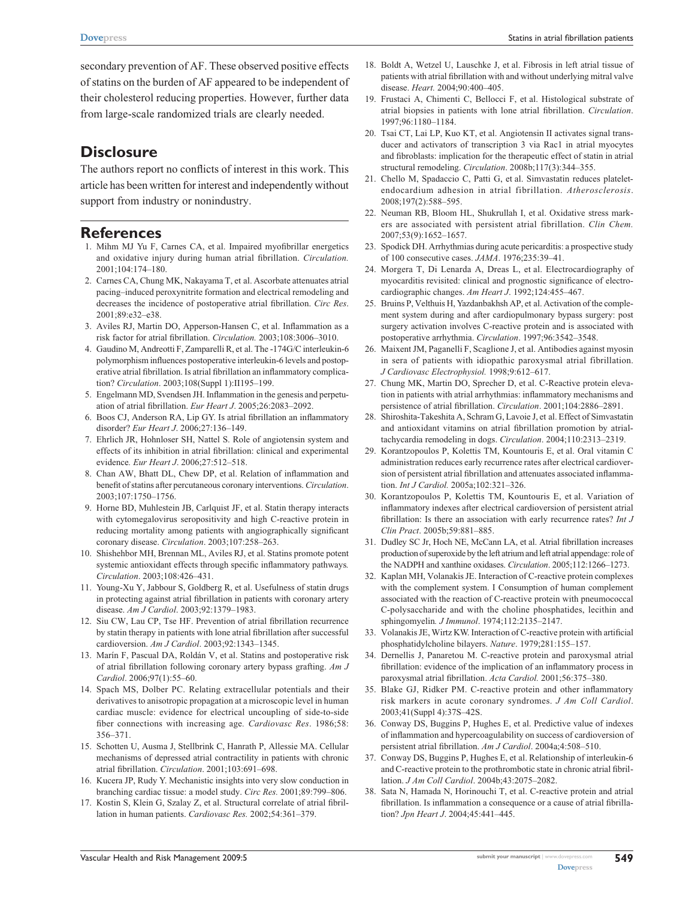secondary prevention of AF. These observed positive effects of statins on the burden of AF appeared to be independent of their cholesterol reducing properties. However, further data from large-scale randomized trials are clearly needed.

## Disclosure

The authors report no conflicts of interest in this work. This article has been written for interest and independently without support from industry or nonindustry.

## References

1. Mihm MJ Yu F, Carnes CA, et al. Impaired myofibrillar energetics and oxidative injury during human atrial fibrillation. *Circulation.* 2001;104:174–180.
2. Carnes CA, Chung MK, Nakayama T, et al. Ascorbate attenuates atrial pacing–induced peroxynitrite formation and electrical remodeling and decreases the incidence of postoperative atrial fibrillation. *Circ Res*. 2001;89:e32–e38.
3. Aviles RJ, Martin DO, Apperson-Hansen C, et al. Inflammation as a risk factor for atrial fibrillation. *Circulation.* 2003;108:3006–3010.
4. Gaudino M, Andreotti F, Zamparelli R, et al. The -174G/C interleukin-6 polymorphism influences postoperative interleukin-6 levels and postoperative atrial fibrillation. Is atrial fibrillation an inflammatory complication? *Circulation*. 2003;108(Suppl 1):II195–199.
5. Engelmann MD, Svendsen JH. Inflammation in the genesis and perpetuation of atrial fibrillation. *Eur Heart J*. 2005;26:2083–2092.
6. Boos CJ, Anderson RA, Lip GY. Is atrial fibrillation an inflammatory disorder? *Eur Heart J*. 2006;27:136–149.
7. Ehrlich JR, Hohnloser SH, Nattel S. Role of angiotensin system and effects of its inhibition in atrial fibrillation: clinical and experimental evidence*. Eur Heart J*. 2006;27:512–518.
8. Chan AW, Bhatt DL, Chew DP, et al. Relation of inflammation and benefit of statins after percutaneous coronary interventions. *Circulation*. 2003;107:1750–1756.
9. Horne BD, Muhlestein JB, Carlquist JF, et al. Statin therapy interacts with cytomegalovirus seropositivity and high C-reactive protein in reducing mortality among patients with angiographically significant coronary disease. *Circulation*. 2003;107:258–263.
10. Shishehbor MH, Brennan ML, Aviles RJ, et al. Statins promote potent systemic antioxidant effects through specific inflammatory pathways*. Circulation*. 2003;108:426–431.
11. Young-Xu Y, Jabbour S, Goldberg R, et al. Usefulness of statin drugs in protecting against atrial fibrillation in patients with coronary artery disease. *Am J Cardiol*. 2003;92:1379–1983.
12. Siu CW, Lau CP, Tse HF. Prevention of atrial fibrillation recurrence by statin therapy in patients with lone atrial fibrillation after successful cardioversion. *Am J Cardiol*. 2003;92:1343–1345.
13. Marín F, Pascual DA, Roldán V, et al. Statins and postoperative risk of atrial fibrillation following coronary artery bypass grafting. *Am J Cardiol*. 2006;97(1):55–60.
14. Spach MS, Dolber PC. Relating extracellular potentials and their derivatives to anisotropic propagation at a microscopic level in human cardiac muscle: evidence for electrical uncoupling of side-to-side fiber connections with increasing age. *Cardiovasc Res*. 1986;58: 356–371.
15. Schotten U, Ausma J, Stellbrink C, Hanrath P, Allessie MA. Cellular mechanisms of depressed atrial contractility in patients with chronic atrial fibrillation. *Circulation*. 2001;103:691–698.
16. Kucera JP, Rudy Y. Mechanistic insights into very slow conduction in branching cardiac tissue: a model study. *Circ Res.* 2001;89:799–806.
17. Kostin S, Klein G, Szalay Z, et al. Structural correlate of atrial fibrillation in human patients. *Cardiovasc Res.* 2002;54:361–379.
18. Boldt A, Wetzel U, Lauschke J, et al. Fibrosis in left atrial tissue of patients with atrial fibrillation with and without underlying mitral valve disease. *Heart.* 2004;90:400–405.
19. Frustaci A, Chimenti C, Bellocci F, et al. Histological substrate of atrial biopsies in patients with lone atrial fibrillation. *Circulation*. 1997;96:1180–1184.
20. Tsai CT, Lai LP, Kuo KT, et al. Angiotensin II activates signal transducer and activators of transcription 3 via Rac1 in atrial myocytes and fibroblasts: implication for the therapeutic effect of statin in atrial structural remodeling. *Circulation*. 2008b;117(3):344–355.
21. Chello M, Spadaccio C, Patti G, et al. Simvastatin reduces platelet-endocardium adhesion in atrial fibrillation. *Atherosclerosis*. 2008;197(2):588–595.
22. Neuman RB, Bloom HL, Shukrullah I, et al. Oxidative stress markers are associated with persistent atrial fibrillation. *Clin Chem.* 2007;53(9):1652–1657.
23. Spodick DH. Arrhythmias during acute pericarditis: a prospective study of 100 consecutive cases. *JAMA*. 1976;235:39–41.
24. Morgera T, Di Lenarda A, Dreas L, et al. Electrocardiography of myocarditis revisited: clinical and prognostic significance of electrocardiographic changes. *Am Heart J*. 1992;124:455–467.
25. Bruins P, Velthuis H, Yazdanbakhsh AP, et al. Activation of the complement system during and after cardiopulmonary bypass surgery: post surgery activation involves C-reactive protein and is associated with postoperative arrhythmia. *Circulation*. 1997;96:3542–3548.
26. Maixent JM, Paganelli F, Scaglione J, et al. Antibodies against myosin in sera of patients with idiopathic paroxysmal atrial fibrillation. *J Cardiovasc Electrophysiol.* 1998;9:612–617.
27. Chung MK, Martin DO, Sprecher D, et al. C-Reactive protein elevation in patients with atrial arrhythmias: inflammatory mechanisms and persistence of atrial fibrillation. *Circulation*. 2001;104:2886–2891.
28. Shiroshita-Takeshita A, Schram G, Lavoie J, et al. Effect of Simvastatin and antioxidant vitamins on atrial fibrillation promotion by atrial-tachycardia remodeling in dogs. *Circulation*. 2004;110:2313–2319.
29. Korantzopoulos P, Kolettis TM, Kountouris E, et al. Oral vitamin C administration reduces early recurrence rates after electrical cardioversion of persistent atrial fibrillation and attenuates associated inflammation. *Int J Cardiol.* 2005a;102:321–326.
30. Korantzopoulos P, Kolettis TM, Kountouris E, et al. Variation of inflammatory indexes after electrical cardioversion of persistent atrial fibrillation: Is there an association with early recurrence rates? *Int J Clin Pract*. 2005b;59:881–885.
31. Dudley SC Jr, Hoch NE, McCann LA, et al. Atrial fibrillation increases production of superoxide by the left atrium and left atrial appendage: role of the NADPH and xanthine oxidases. *Circulation*. 2005;112:1266–1273.
32. Kaplan MH, Volanakis JE. Interaction of C-reactive protein complexes with the complement system. I Consumption of human complement associated with the reaction of C-reactive protein with pneumococcal C-polysaccharide and with the choline phosphatides, lecithin and sphingomyelin*. J Immunol*. 1974;112:2135–2147.
33. Volanakis JE, Wirtz KW. Interaction of C-reactive protein with artificial phosphatidylcholine bilayers. *Nature*. 1979;281:155–157.
34. Dernellis J, Panaretou M. C-reactive protein and paroxysmal atrial fibrillation: evidence of the implication of an inflammatory process in paroxysmal atrial fibrillation. *Acta Cardiol.* 2001;56:375–380.
35. Blake GJ, Ridker PM. C-reactive protein and other inflammatory risk markers in acute coronary syndromes. *J Am Coll Cardiol*. 2003;41(Suppl 4):37S–42S.
36. Conway DS, Buggins P, Hughes E, et al. Predictive value of indexes of inflammation and hypercoagulability on success of cardioversion of persistent atrial fibrillation. *Am J Cardiol*. 2004a;4:508–510.
37. Conway DS, Buggins P, Hughes E, et al. Relationship of interleukin-6 and C-reactive protein to the prothrombotic state in chronic atrial fibrillation. *J Am Coll Cardiol*. 2004b;43:2075–2082.
38. Sata N, Hamada N, Horinouchi T, et al. C-reactive protein and atrial fibrillation. Is inflammation a consequence or a cause of atrial fibrillation? *Jpn Heart J*. 2004;45:441–445.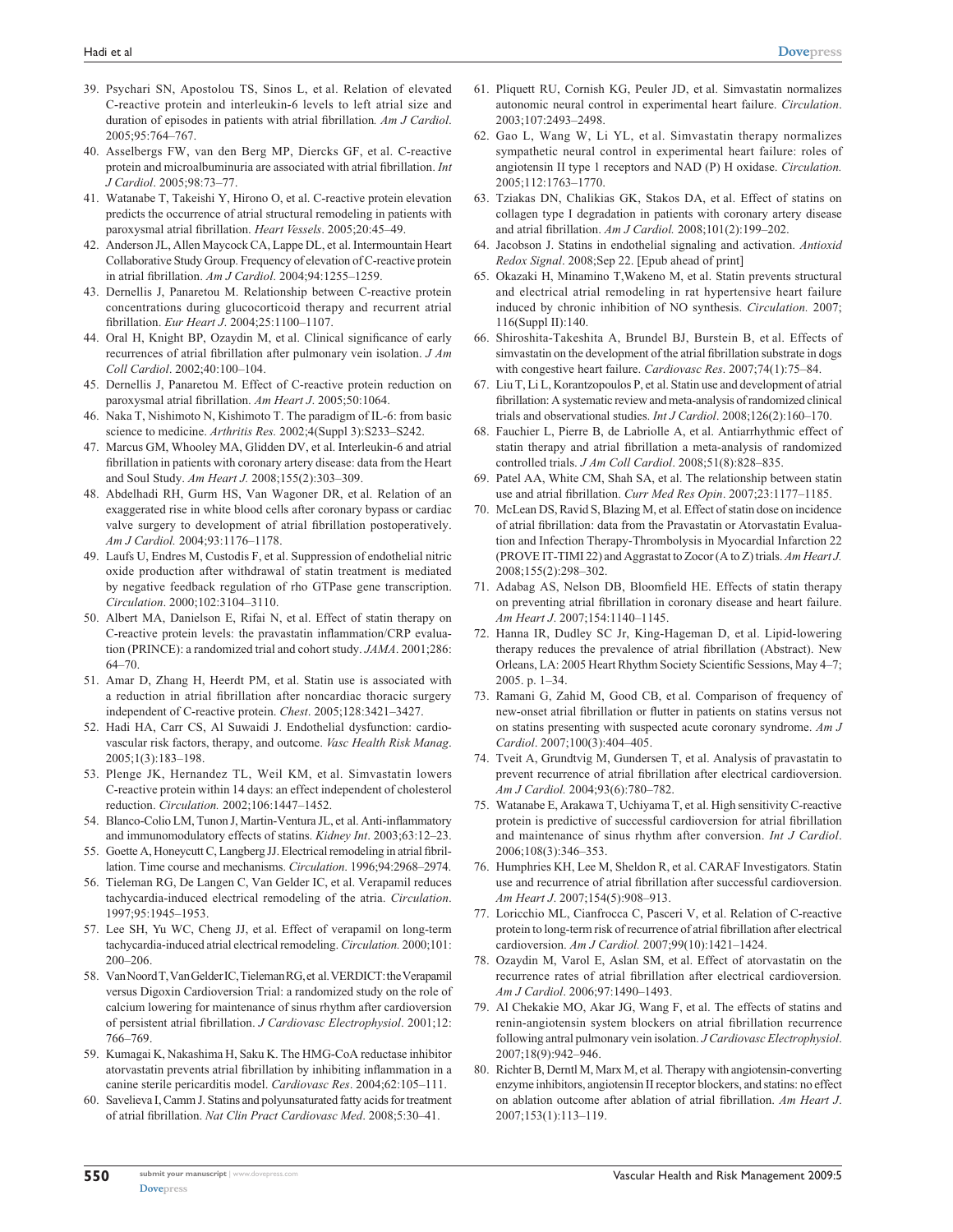39. Psychari SN, Apostolou TS, Sinos L, et al. Relation of elevated C-reactive protein and interleukin-6 levels to left atrial size and duration of episodes in patients with atrial fibrillation. *Am J Cardiol*. 2005;95:764–767.
40. Asselbergs FW, van den Berg MP, Diercks GF, et al. C-reactive protein and microalbuminuria are associated with atrial fibrillation. *Int J Cardiol*. 2005;98:73–77.
41. Watanabe T, Takeishi Y, Hirono O, et al. C-reactive protein elevation predicts the occurrence of atrial structural remodeling in patients with paroxysmal atrial fibrillation. *Heart Vessels*. 2005;20:45–49.
42. Anderson JL, Allen Maycock CA, Lappe DL, et al. Intermountain Heart Collaborative Study Group. Frequency of elevation of C-reactive protein in atrial fibrillation. *Am J Cardiol*. 2004;94:1255–1259.
43. Dernellis J, Panaretou M. Relationship between C-reactive protein concentrations during glucocorticoid therapy and recurrent atrial fibrillation. *Eur Heart J*. 2004;25:1100–1107.
44. Oral H, Knight BP, Ozaydin M, et al. Clinical significance of early recurrences of atrial fibrillation after pulmonary vein isolation. *J Am Coll Cardiol*. 2002;40:100–104.
45. Dernellis J, Panaretou M. Effect of C-reactive protein reduction on paroxysmal atrial fibrillation. *Am Heart J*. 2005;50:1064.
46. Naka T, Nishimoto N, Kishimoto T. The paradigm of IL-6: from basic science to medicine. *Arthritis Res.* 2002;4(Suppl 3):S233–S242.
47. Marcus GM, Whooley MA, Glidden DV, et al. Interleukin-6 and atrial fibrillation in patients with coronary artery disease: data from the Heart and Soul Study. *Am Heart J.* 2008;155(2):303–309.
48. Abdelhadi RH, Gurm HS, Van Wagoner DR, et al. Relation of an exaggerated rise in white blood cells after coronary bypass or cardiac valve surgery to development of atrial fibrillation postoperatively. *Am J Cardiol.* 2004;93:1176–1178.
49. Laufs U, Endres M, Custodis F, et al. Suppression of endothelial nitric oxide production after withdrawal of statin treatment is mediated by negative feedback regulation of rho GTPase gene transcription. *Circulation*. 2000;102:3104–3110.
50. Albert MA, Danielson E, Rifai N, et al. Effect of statin therapy on C-reactive protein levels: the pravastatin inflammation/CRP evaluation (PRINCE): a randomized trial and cohort study. *JAMA*. 2001;286:64–70.
51. Amar D, Zhang H, Heerdt PM, et al. Statin use is associated with a reduction in atrial fibrillation after noncardiac thoracic surgery independent of C-reactive protein. *Chest*. 2005;128:3421–3427.
52. Hadi HA, Carr CS, Al Suwaidi J. Endothelial dysfunction: cardiovascular risk factors, therapy, and outcome. *Vasc Health Risk Manag*. 2005;1(3):183–198.
53. Plenge JK, Hernandez TL, Weil KM, et al. Simvastatin lowers C-reactive protein within 14 days: an effect independent of cholesterol reduction. *Circulation.* 2002;106:1447–1452.
54. Blanco-Colio LM, Tunon J, Martin-Ventura JL, et al. Anti-inflammatory and immunomodulatory effects of statins. *Kidney Int*. 2003;63:12–23.
55. Goette A, Honeycutt C, Langberg JJ. Electrical remodeling in atrial fibrillation. Time course and mechanisms. *Circulation*. 1996;94:2968–2974.
56. Tieleman RG, De Langen C, Van Gelder IC, et al. Verapamil reduces tachycardia-induced electrical remodeling of the atria. *Circulation*. 1997;95:1945–1953.
57. Lee SH, Yu WC, Cheng JJ, et al. Effect of verapamil on long-term tachycardia-induced atrial electrical remodeling. *Circulation.* 2000;101:200–206.
58. Van Noord T, Van Gelder IC, Tieleman RG, et al. VERDICT: the Verapamil versus Digoxin Cardioversion Trial: a randomized study on the role of calcium lowering for maintenance of sinus rhythm after cardioversion of persistent atrial fibrillation. *J Cardiovasc Electrophysiol*. 2001;12:766–769.
59. Kumagai K, Nakashima H, Saku K. The HMG-CoA reductase inhibitor atorvastatin prevents atrial fibrillation by inhibiting inflammation in a canine sterile pericarditis model. *Cardiovasc Res*. 2004;62:105–111.
60. Savelieva I, Camm J. Statins and polyunsaturated fatty acids for treatment of atrial fibrillation. *Nat Clin Pract Cardiovasc Med*. 2008;5:30–41.
61. Pliquett RU, Cornish KG, Peuler JD, et al. Simvastatin normalizes autonomic neural control in experimental heart failure. *Circulation*. 2003;107:2493–2498.
62. Gao L, Wang W, Li YL, et al. Simvastatin therapy normalizes sympathetic neural control in experimental heart failure: roles of angiotensin II type 1 receptors and NAD (P) H oxidase. *Circulation.* 2005;112:1763–1770.
63. Tziakas DN, Chalikias GK, Stakos DA, et al. Effect of statins on collagen type I degradation in patients with coronary artery disease and atrial fibrillation. *Am J Cardiol.* 2008;101(2):199–202.
64. Jacobson J. Statins in endothelial signaling and activation. *Antioxid Redox Signal*. 2008;Sep 22. [Epub ahead of print]
65. Okazaki H, Minamino T,Wakeno M, et al. Statin prevents structural and electrical atrial remodeling in rat hypertensive heart failure induced by chronic inhibition of NO synthesis. *Circulation.* 2007;116(Suppl II):140.
66. Shiroshita-Takeshita A, Brundel BJ, Burstein B, et al. Effects of simvastatin on the development of the atrial fibrillation substrate in dogs with congestive heart failure. *Cardiovasc Res*. 2007;74(1):75–84.
67. Liu T, Li L, Korantzopoulos P, et al. Statin use and development of atrial fibrillation: A systematic review and meta-analysis of randomized clinical trials and observational studies. *Int J Cardiol*. 2008;126(2):160–170.
68. Fauchier L, Pierre B, de Labriolle A, et al. Antiarrhythmic effect of statin therapy and atrial fibrillation a meta-analysis of randomized controlled trials. *J Am Coll Cardiol*. 2008;51(8):828–835.
69. Patel AA, White CM, Shah SA, et al. The relationship between statin use and atrial fibrillation. *Curr Med Res Opin*. 2007;23:1177–1185.
70. McLean DS, Ravid S, Blazing M, et al. Effect of statin dose on incidence of atrial fibrillation: data from the Pravastatin or Atorvastatin Evaluation and Infection Therapy-Thrombolysis in Myocardial Infarction 22 (PROVE IT-TIMI 22) and Aggrastat to Zocor (A to Z) trials. *Am Heart J.* 2008;155(2):298–302.
71. Adabag AS, Nelson DB, Bloomfield HE. Effects of statin therapy on preventing atrial fibrillation in coronary disease and heart failure. *Am Heart J*. 2007;154:1140–1145.
72. Hanna IR, Dudley SC Jr, King-Hageman D, et al. Lipid-lowering therapy reduces the prevalence of atrial fibrillation (Abstract). New Orleans, LA: 2005 Heart Rhythm Society Scientific Sessions, May 4–7; 2005. p. 1–34.
73. Ramani G, Zahid M, Good CB, et al. Comparison of frequency of new-onset atrial fibrillation or flutter in patients on statins versus not on statins presenting with suspected acute coronary syndrome. *Am J Cardiol*. 2007;100(3):404–405.
74. Tveit A, Grundtvig M, Gundersen T, et al. Analysis of pravastatin to prevent recurrence of atrial fibrillation after electrical cardioversion. *Am J Cardiol.* 2004;93(6):780–782.
75. Watanabe E, Arakawa T, Uchiyama T, et al. High sensitivity C-reactive protein is predictive of successful cardioversion for atrial fibrillation and maintenance of sinus rhythm after conversion. *Int J Cardiol*. 2006;108(3):346–353.
76. Humphries KH, Lee M, Sheldon R, et al. CARAF Investigators. Statin use and recurrence of atrial fibrillation after successful cardioversion. *Am Heart J*. 2007;154(5):908–913.
77. Loricchio ML, Cianfrocca C, Pasceri V, et al. Relation of C-reactive protein to long-term risk of recurrence of atrial fibrillation after electrical cardioversion. *Am J Cardiol.* 2007;99(10):1421–1424.
78. Ozaydin M, Varol E, Aslan SM, et al. Effect of atorvastatin on the recurrence rates of atrial fibrillation after electrical cardioversion. *Am J Cardiol*. 2006;97:1490–1493.
79. Al Chekakie MO, Akar JG, Wang F, et al. The effects of statins and renin-angiotensin system blockers on atrial fibrillation recurrence following antral pulmonary vein isolation. *J Cardiovasc Electrophysiol*. 2007;18(9):942–946.
80. Richter B, Derntl M, Marx M, et al. Therapy with angiotensin-converting enzyme inhibitors, angiotensin II receptor blockers, and statins: no effect on ablation outcome after ablation of atrial fibrillation. *Am Heart J*. 2007;153(1):113–119.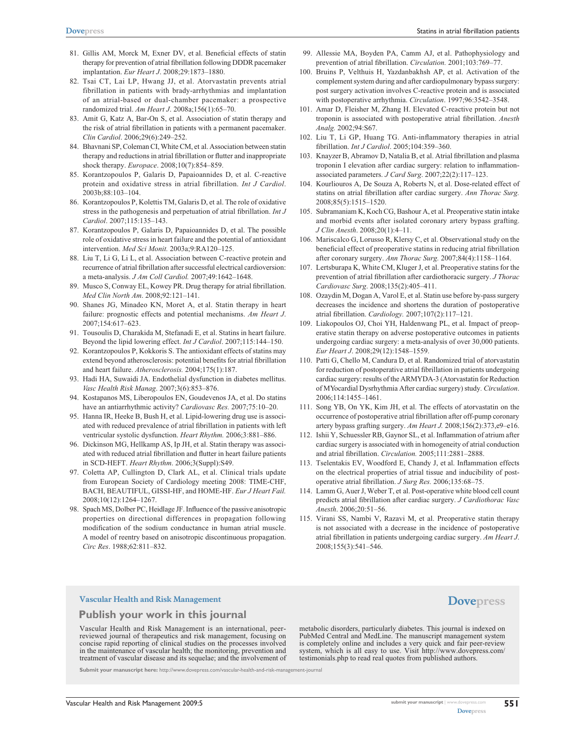81. Gillis AM, Morck M, Exner DV, et al. Beneficial effects of statin therapy for prevention of atrial fibrillation following DDDR pacemaker implantation. *Eur Heart J*. 2008;29:1873–1880.
82. Tsai CT, Lai LP, Hwang JJ, et al. Atorvastatin prevents atrial fibrillation in patients with brady-arrhythmias and implantation of an atrial-based or dual-chamber pacemaker: a prospective randomized trial. *Am Heart J*. 2008a;156(1):65–70.
83. Amit G, Katz A, Bar-On S, et al. Association of statin therapy and the risk of atrial fibrillation in patients with a permanent pacemaker. *Clin Cardiol*. 2006;29(6):249–252.
84. Bhavnani SP, Coleman CI, White CM, et al. Association between statin therapy and reductions in atrial fibrillation or flutter and inappropriate shock therapy. *Europace*. 2008;10(7):854–859.
85. Korantzopoulos P, Galaris D, Papaioannides D, et al. C-reactive protein and oxidative stress in atrial fibrillation. *Int J Cardiol*. 2003b;88:103–104.
86. Korantzopoulos P, Kolettis TM, Galaris D, et al. The role of oxidative stress in the pathogenesis and perpetuation of atrial fibrillation. *Int J Cardiol*. 2007;115:135–143.
87. Korantzopoulos P, Galaris D, Papaioannides D, et al. The possible role of oxidative stress in heart failure and the potential of antioxidant intervention. *Med Sci Monit.* 2003a;9:RA120–125.
88. Liu T, Li G, Li L, et al. Association between C-reactive protein and recurrence of atrial fibrillation after successful electrical cardioversion: a meta-analysis. *J Am Coll Cardiol.* 2007;49:1642–1648.
89. Musco S, Conway EL, Kowey PR. Drug therapy for atrial fibrillation. *Med Clin North Am*. 2008;92:121–141.
90. Shanes JG, Minadeo KN, Moret A, et al. Statin therapy in heart failure: prognostic effects and potential mechanisms. *Am Heart J*. 2007;154:617–623.
91. Tousoulis D, Charakida M, Stefanadi E, et al. Statins in heart failure. Beyond the lipid lowering effect. *Int J Cardiol*. 2007;115:144–150.
92. Korantzopoulos P, Kokkoris S. The antioxidant effects of statins may extend beyond atherosclerosis: potential benefits for atrial fibrillation and heart failure. *Atherosclerosis.* 2004;175(1):187.
93. Hadi HA, Suwaidi JA. Endothelial dysfunction in diabetes mellitus. *Vasc Health Risk Manag*. 2007;3(6):853–876.
94. Kostapanos MS, Liberopoulos EN, Goudevenos JA, et al. Do statins have an antiarrhythmic activity? *Cardiovasc Res.* 2007;75:10–20.
95. Hanna IR, Heeke B, Bush H, et al. Lipid-lowering drug use is associated with reduced prevalence of atrial fibrillation in patients with left ventricular systolic dysfunction. *Heart Rhythm.* 2006;3:881–886.
96. Dickinson MG, Hellkamp AS, Ip JH, et al. Statin therapy was associated with reduced atrial fibrillation and flutter in heart failure patients in SCD-HEFT. *Heart Rhythm*. 2006;3(Suppl):S49.
97. Coletta AP, Cullington D, Clark AL, et al. Clinical trials update from European Society of Cardiology meeting 2008: TIME-CHF, BACH, BEAUTIFUL, GISSI-HF, and HOME-HF. *Eur J Heart Fail.* 2008;10(12):1264–1267.
98. Spach MS, Dolber PC, Heidlage JF. Influence of the passive anisotropic properties on directional differences in propagation following modification of the sodium conductance in human atrial muscle. A model of reentry based on anisotropic discontinuous propagation. *Circ Res*. 1988;62:811–832.
99. Allessie MA, Boyden PA, Camm AJ, et al. Pathophysiology and prevention of atrial fibrillation. *Circulation.* 2001;103:769–77.
100. Bruins P, Velthuis H, Yazdanbakhsh AP, et al. Activation of the complement system during and after cardiopulmonary bypass surgery: post surgery activation involves C-reactive protein and is associated with postoperative arrhythmia. *Circulation*. 1997;96:3542–3548.
101. Amar D, Fleisher M, Zhang H. Elevated C-reactive protein but not troponin is associated with postoperative atrial fibrillation. *Anesth Analg.* 2002;94:S67.
102. Liu T, Li GP, Huang TG. Anti-inflammatory therapies in atrial fibrillation. *Int J Cardiol*. 2005;104:359–360.
103. Knayzer B, Abramov D, Natalia B, et al. Atrial fibrillation and plasma troponin I elevation after cardiac surgery: relation to inflammation-associated parameters. *J Card Surg*. 2007;22(2):117–123.
104. Kourliouros A, De Souza A, Roberts N, et al. Dose-related effect of statins on atrial fibrillation after cardiac surgery. *Ann Thorac Surg.* 2008;85(5):1515–1520.
105. Subramaniam K, Koch CG, Bashour A, et al. Preoperative statin intake and morbid events after isolated coronary artery bypass grafting. *J Clin Anesth*. 2008;20(1):4–11.
106. Mariscalco G, Lorusso R, Klersy C, et al. Observational study on the beneficial effect of preoperative statins in reducing atrial fibrillation after coronary surgery. *Ann Thorac Surg.* 2007;84(4):1158–1164.
107. Lertsburapa K, White CM, Kluger J, et al. Preoperative statins for the prevention of atrial fibrillation after cardiothoracic surgery. *J Thorac Cardiovasc Surg*. 2008;135(2):405–411.
108. Ozaydin M, Dogan A, Varol E, et al. Statin use before by-pass surgery decreases the incidence and shortens the duration of postoperative atrial fibrillation. *Cardiology.* 2007;107(2):117–121.
109. Liakopoulos OJ, Choi YH, Haldenwang PL, et al. Impact of preoperative statin therapy on adverse postoperative outcomes in patients undergoing cardiac surgery: a meta-analysis of over 30,000 patients. *Eur Heart J*. 2008;29(12):1548–1559.
110. Patti G, Chello M, Candura D, et al. Randomized trial of atorvastatin for reduction of postoperative atrial fibrillation in patients undergoing cardiac surgery: results of the ARMYDA-3 (Atorvastatin for Reduction of MYocardial Dysrhythmia After cardiac surgery) study. *Circulation*. 2006;114:1455–1461.
111. Song YB, On YK, Kim JH, et al. The effects of atorvastatin on the occurrence of postoperative atrial fibrillation after off-pump coronary artery bypass grafting surgery. *Am Heart J.* 2008;156(2):373,e9–e16.
112. Ishii Y, Schuessler RB, Gaynor SL, et al. Inflammation of atrium after cardiac surgery is associated with in homogeneity of atrial conduction and atrial fibrillation. *Circulation.* 2005;111:2881–2888.
113. Tselentakis EV, Woodford E, Chandy J, et al. Inflammation effects on the electrical properties of atrial tissue and inducibility of postoperative atrial fibrillation. *J Surg Res.* 2006;135:68–75.
114. Lamm G, Auer J, Weber T, et al. Post-operative white blood cell count predicts atrial fibrillation after cardiac surgery. *J Cardiothorac Vasc Anesth*. 2006;20:51–56.
115. Virani SS, Nambi V, Razavi M, et al. Preoperative statin therapy is not associated with a decrease in the incidence of postoperative atrial fibrillation in patients undergoing cardiac surgery. *Am Heart J*. 2008;155(3):541–546.

**Vascular Health and Risk Management**

**Dovepress**

## Publish your work in this journal

Vascular Health and Risk Management is an international, peer-reviewed journal of therapeutics and risk management, focusing on concise rapid reporting of clinical studies on the processes involved in the maintenance of vascular health; the monitoring, prevention and treatment of vascular disease and its sequelae; and the involvement of metabolic disorders, particularly diabetes. This journal is indexed on PubMed Central and MedLine. The manuscript management system is completely online and includes a very quick and fair peer-review system, which is all easy to use. Visit http://www.dovepress.com/testimonials.php to read real quotes from published authors.

**Submit your manuscript here:** http://www.dovepress.com/vascular-health-and-risk-management-journal